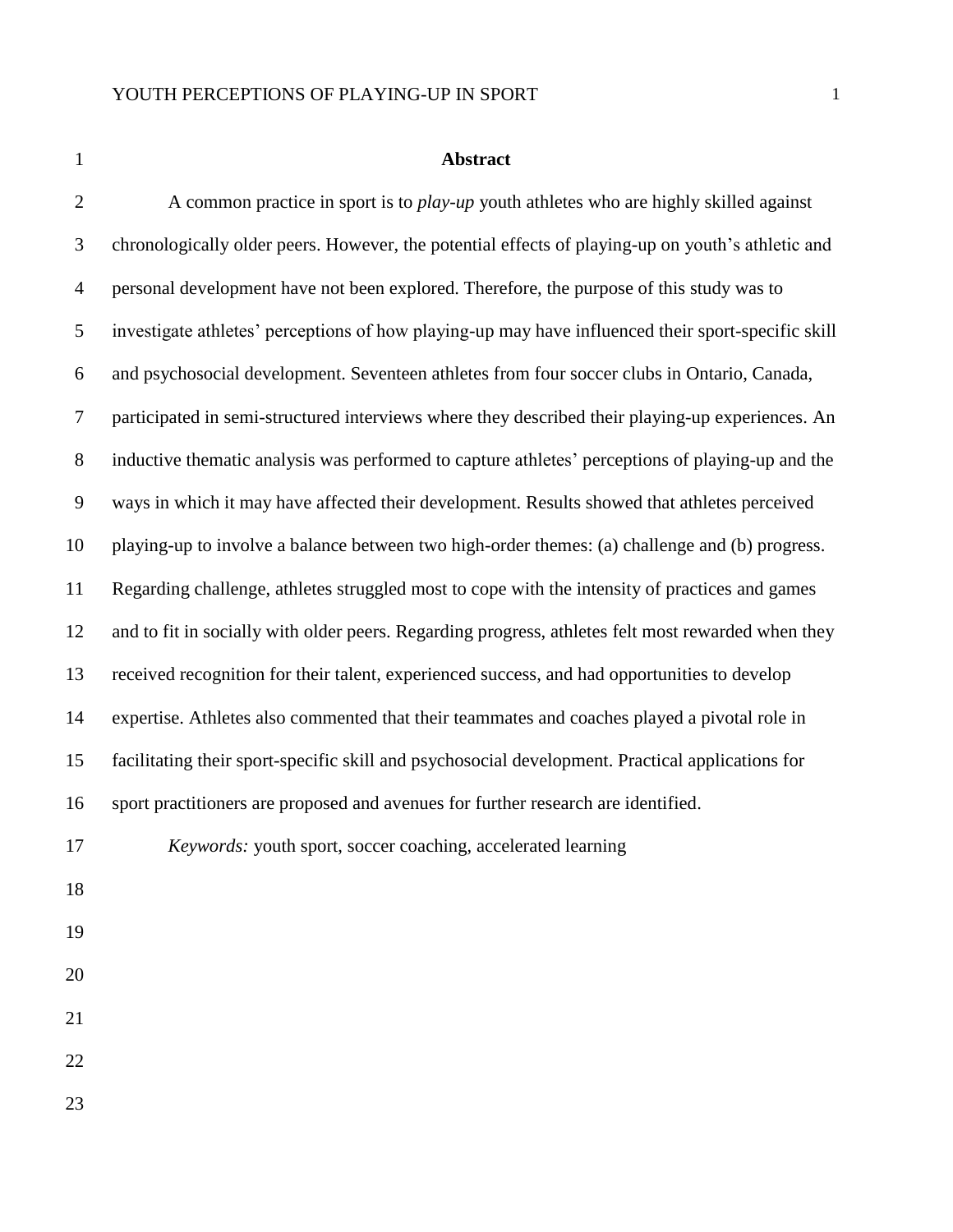## Abstract

A common practice in sport is to *play-up* youth athletes who are highly skilled against chronologically older peers. However, the potential effects of playing-up on youth's athletic and personal development have not been explored. Therefore, the purpose of this study was to investigate athletes' perceptions of how playing-up may have influenced their sport-specific skill and psychosocial development. Seventeen athletes from four soccer clubs in Ontario, Canada, participated in semi-structured interviews where they described their playing-up experiences. An inductive thematic analysis was performed to capture athletes' perceptions of playing-up and the ways in which it may have affected their development. Results showed that athletes perceived playing-up to involve a balance between two high-order themes: (a) challenge and (b) progress. Regarding challenge, athletes struggled most to cope with the intensity of practices and games and to fit in socially with older peers. Regarding progress, athletes felt most rewarded when they received recognition for their talent, experienced success, and had opportunities to develop expertise. Athletes also commented that their teammates and coaches played a pivotal role in facilitating their sport-specific skill and psychosocial development. Practical applications for sport practitioners are proposed and avenues for further research are identified.

*Keywords:* youth sport, soccer coaching, accelerated learning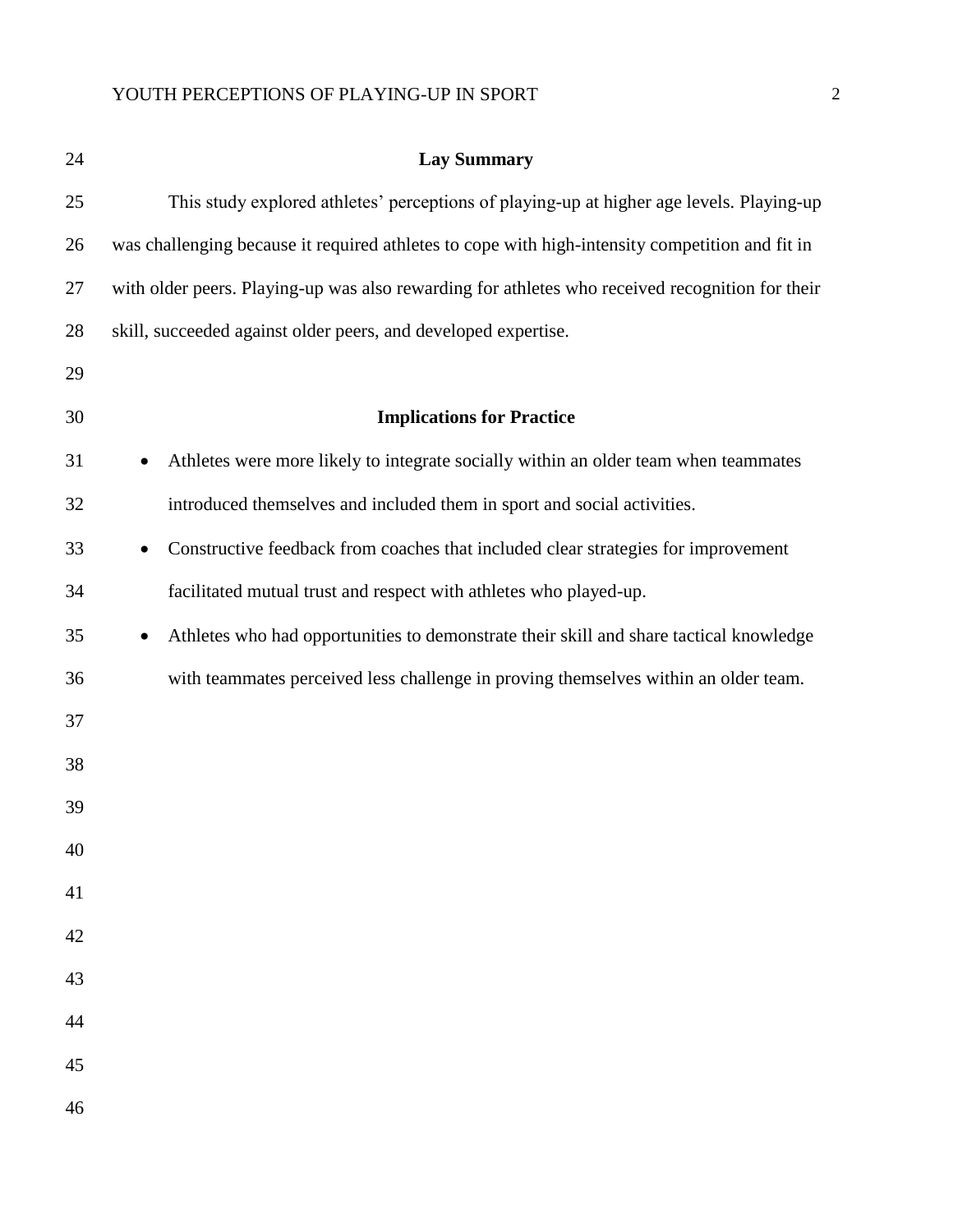## Lay Summary

This study explored athletes' perceptions of playing-up at higher age levels. Playing-up was challenging because it required athletes to cope with high-intensity competition and fit in with older peers. Playing-up was also rewarding for athletes who received recognition for their skill, succeeded against older peers, and developed expertise.

## Implications for Practice

- Athletes were more likely to integrate socially within an older team when teammates introduced themselves and included them in sport and social activities.
- Constructive feedback from coaches that included clear strategies for improvement facilitated mutual trust and respect with athletes who played-up.
- Athletes who had opportunities to demonstrate their skill and share tactical knowledge with teammates perceived less challenge in proving themselves within an older team.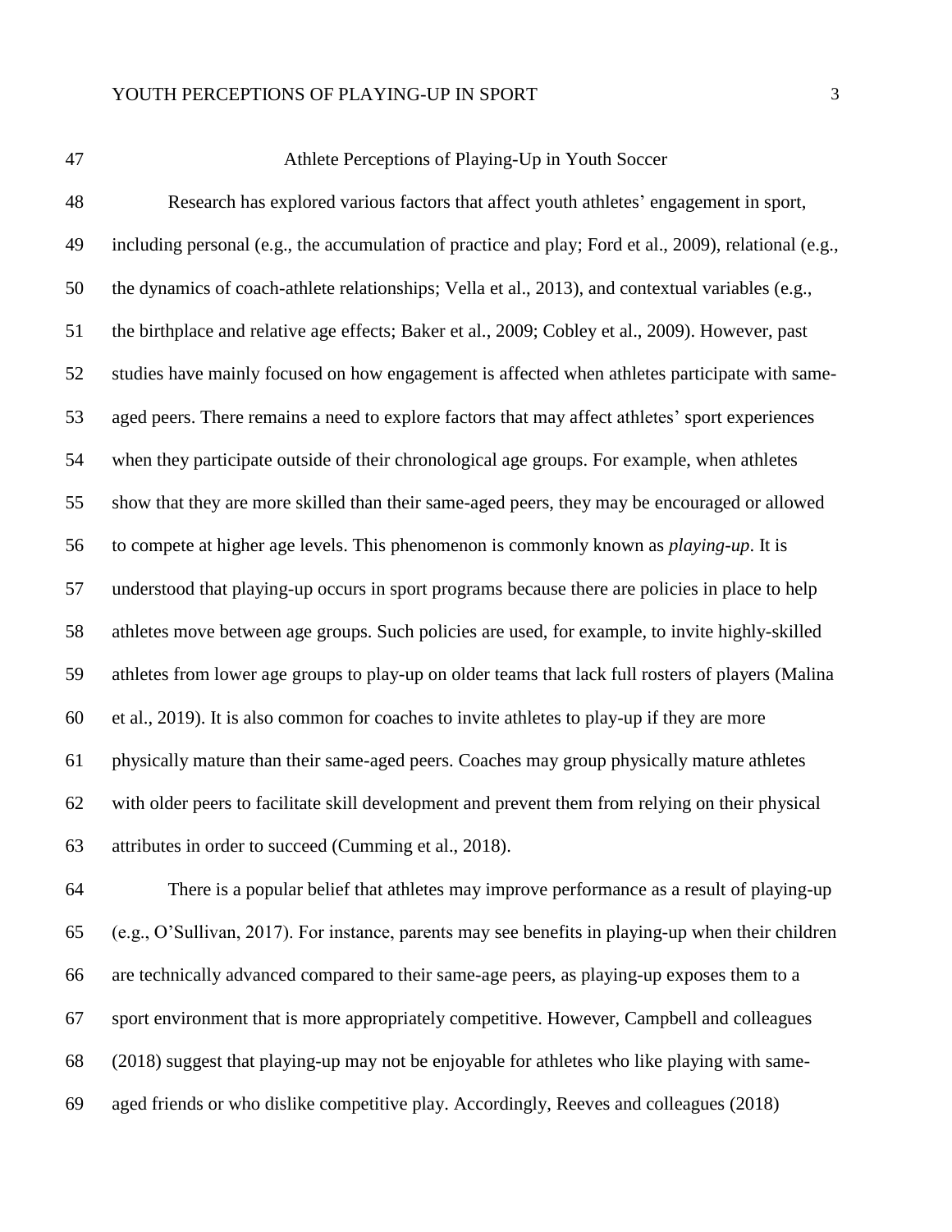# Athlete Perceptions of Playing-Up in Youth Soccer

Research has explored various factors that affect youth athletes' engagement in sport, including personal (e.g., the accumulation of practice and play; Ford et al., 2009), relational (e.g., the dynamics of coach-athlete relationships; Vella et al., 2013), and contextual variables (e.g., the birthplace and relative age effects; Baker et al., 2009; Cobley et al., 2009). However, past studies have mainly focused on how engagement is affected when athletes participate with same-aged peers. There remains a need to explore factors that may affect athletes' sport experiences when they participate outside of their chronological age groups. For example, when athletes show that they are more skilled than their same-aged peers, they may be encouraged or allowed to compete at higher age levels. This phenomenon is commonly known as *playing-up*. It is understood that playing-up occurs in sport programs because there are policies in place to help athletes move between age groups. Such policies are used, for example, to invite highly-skilled athletes from lower age groups to play-up on older teams that lack full rosters of players (Malina et al., 2019). It is also common for coaches to invite athletes to play-up if they are more physically mature than their same-aged peers. Coaches may group physically mature athletes with older peers to facilitate skill development and prevent them from relying on their physical attributes in order to succeed (Cumming et al., 2018).

There is a popular belief that athletes may improve performance as a result of playing-up (e.g., O'Sullivan, 2017). For instance, parents may see benefits in playing-up when their children are technically advanced compared to their same-age peers, as playing-up exposes them to a sport environment that is more appropriately competitive. However, Campbell and colleagues (2018) suggest that playing-up may not be enjoyable for athletes who like playing with same-aged friends or who dislike competitive play. Accordingly, Reeves and colleagues (2018)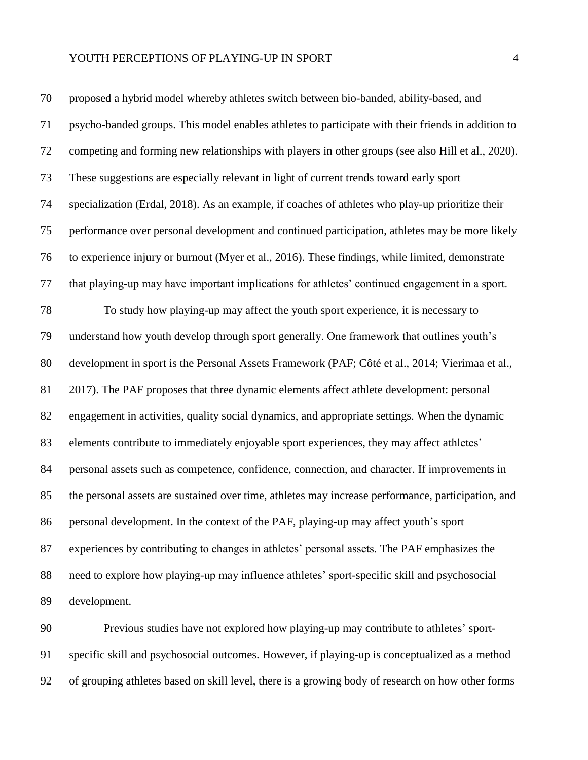proposed a hybrid model whereby athletes switch between bio-banded, ability-based, and psycho-banded groups. This model enables athletes to participate with their friends in addition to competing and forming new relationships with players in other groups (see also Hill et al., 2020). These suggestions are especially relevant in light of current trends toward early sport specialization (Erdal, 2018). As an example, if coaches of athletes who play-up prioritize their performance over personal development and continued participation, athletes may be more likely to experience injury or burnout (Myer et al., 2016). These findings, while limited, demonstrate that playing-up may have important implications for athletes' continued engagement in a sport.

To study how playing-up may affect the youth sport experience, it is necessary to understand how youth develop through sport generally. One framework that outlines youth's development in sport is the Personal Assets Framework (PAF; Côté et al., 2014; Vierimaa et al., 2017). The PAF proposes that three dynamic elements affect athlete development: personal engagement in activities, quality social dynamics, and appropriate settings. When the dynamic elements contribute to immediately enjoyable sport experiences, they may affect athletes' personal assets such as competence, confidence, connection, and character. If improvements in the personal assets are sustained over time, athletes may increase performance, participation, and personal development. In the context of the PAF, playing-up may affect youth's sport experiences by contributing to changes in athletes' personal assets. The PAF emphasizes the need to explore how playing-up may influence athletes' sport-specific skill and psychosocial development.

Previous studies have not explored how playing-up may contribute to athletes' sport-specific skill and psychosocial outcomes. However, if playing-up is conceptualized as a method of grouping athletes based on skill level, there is a growing body of research on how other forms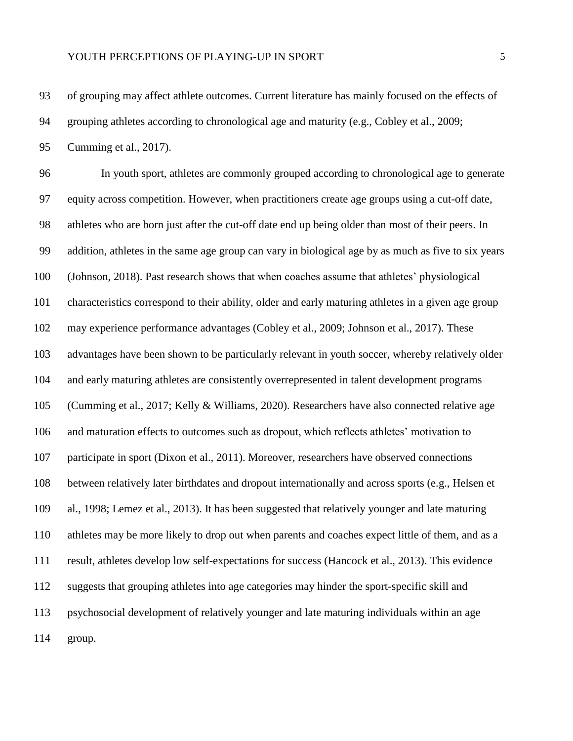of grouping may affect athlete outcomes. Current literature has mainly focused on the effects of grouping athletes according to chronological age and maturity (e.g., Cobley et al., 2009; Cumming et al., 2017).

In youth sport, athletes are commonly grouped according to chronological age to generate equity across competition. However, when practitioners create age groups using a cut-off date, athletes who are born just after the cut-off date end up being older than most of their peers. In addition, athletes in the same age group can vary in biological age by as much as five to six years (Johnson, 2018). Past research shows that when coaches assume that athletes' physiological characteristics correspond to their ability, older and early maturing athletes in a given age group may experience performance advantages (Cobley et al., 2009; Johnson et al., 2017). These advantages have been shown to be particularly relevant in youth soccer, whereby relatively older and early maturing athletes are consistently overrepresented in talent development programs (Cumming et al., 2017; Kelly & Williams, 2020). Researchers have also connected relative age and maturation effects to outcomes such as dropout, which reflects athletes' motivation to participate in sport (Dixon et al., 2011). Moreover, researchers have observed connections between relatively later birthdates and dropout internationally and across sports (e.g., Helsen et al., 1998; Lemez et al., 2013). It has been suggested that relatively younger and late maturing athletes may be more likely to drop out when parents and coaches expect little of them, and as a result, athletes develop low self-expectations for success (Hancock et al., 2013). This evidence suggests that grouping athletes into age categories may hinder the sport-specific skill and psychosocial development of relatively younger and late maturing individuals within an age group.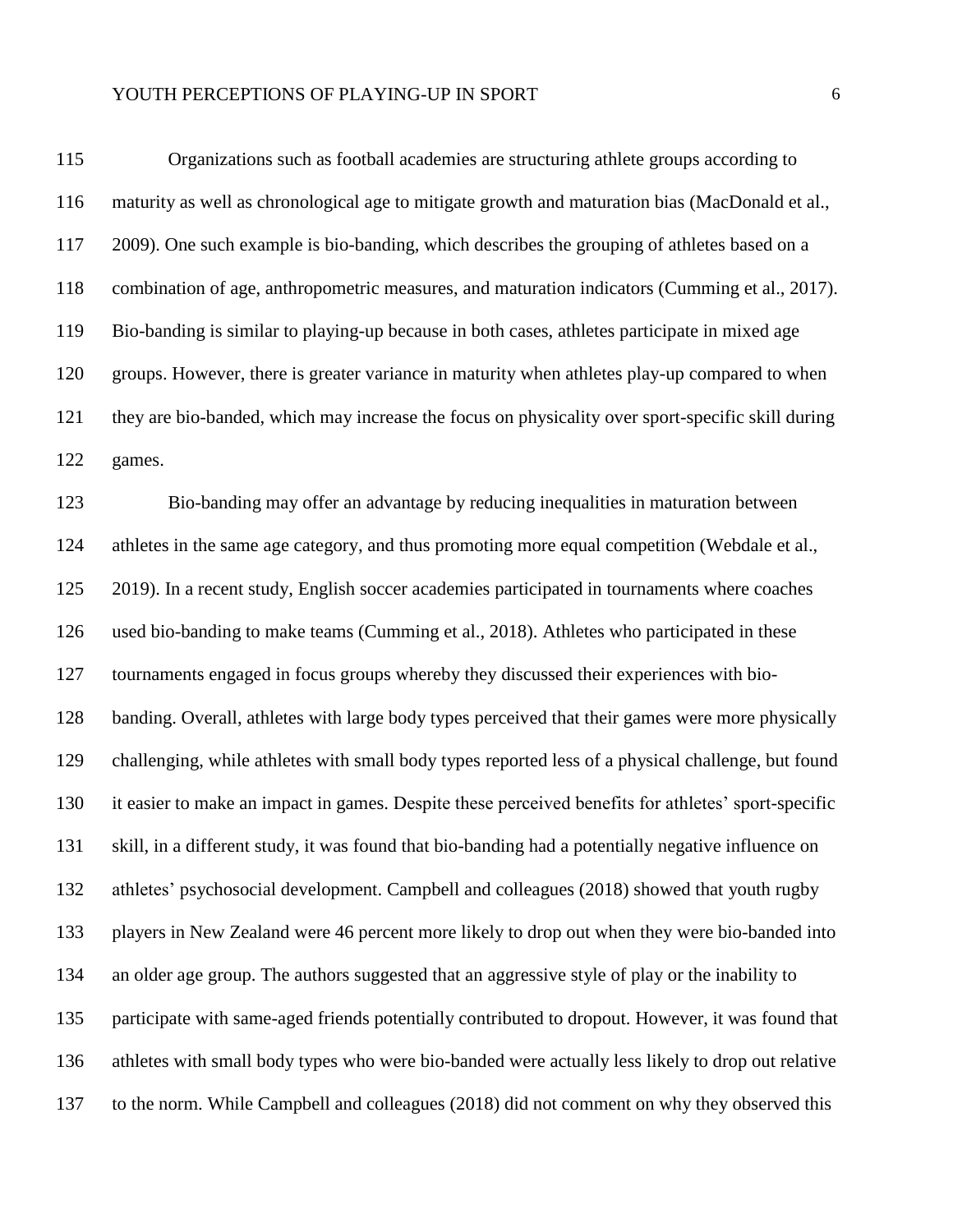Organizations such as football academies are structuring athlete groups according to maturity as well as chronological age to mitigate growth and maturation bias (MacDonald et al., 2009). One such example is bio-banding, which describes the grouping of athletes based on a combination of age, anthropometric measures, and maturation indicators (Cumming et al., 2017). Bio-banding is similar to playing-up because in both cases, athletes participate in mixed age groups. However, there is greater variance in maturity when athletes play-up compared to when they are bio-banded, which may increase the focus on physicality over sport-specific skill during games.

Bio-banding may offer an advantage by reducing inequalities in maturation between athletes in the same age category, and thus promoting more equal competition (Webdale et al., 2019). In a recent study, English soccer academies participated in tournaments where coaches used bio-banding to make teams (Cumming et al., 2018). Athletes who participated in these tournaments engaged in focus groups whereby they discussed their experiences with bio-banding. Overall, athletes with large body types perceived that their games were more physically challenging, while athletes with small body types reported less of a physical challenge, but found it easier to make an impact in games. Despite these perceived benefits for athletes' sport-specific skill, in a different study, it was found that bio-banding had a potentially negative influence on athletes' psychosocial development. Campbell and colleagues (2018) showed that youth rugby players in New Zealand were 46 percent more likely to drop out when they were bio-banded into an older age group. The authors suggested that an aggressive style of play or the inability to participate with same-aged friends potentially contributed to dropout. However, it was found that athletes with small body types who were bio-banded were actually less likely to drop out relative to the norm. While Campbell and colleagues (2018) did not comment on why they observed this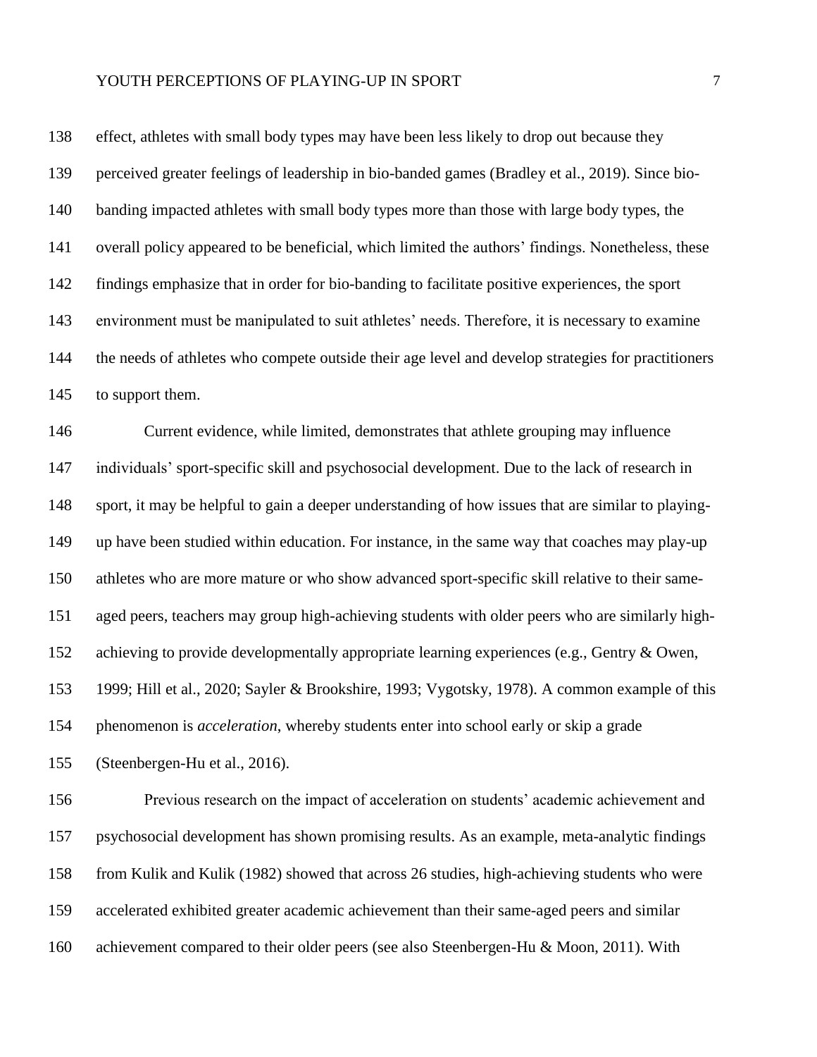effect, athletes with small body types may have been less likely to drop out because they perceived greater feelings of leadership in bio-banded games (Bradley et al., 2019). Since bio-banding impacted athletes with small body types more than those with large body types, the overall policy appeared to be beneficial, which limited the authors' findings. Nonetheless, these findings emphasize that in order for bio-banding to facilitate positive experiences, the sport environment must be manipulated to suit athletes' needs. Therefore, it is necessary to examine the needs of athletes who compete outside their age level and develop strategies for practitioners to support them.

Current evidence, while limited, demonstrates that athlete grouping may influence individuals' sport-specific skill and psychosocial development. Due to the lack of research in sport, it may be helpful to gain a deeper understanding of how issues that are similar to playing-up have been studied within education. For instance, in the same way that coaches may play-up athletes who are more mature or who show advanced sport-specific skill relative to their same-aged peers, teachers may group high-achieving students with older peers who are similarly high-achieving to provide developmentally appropriate learning experiences (e.g., Gentry & Owen, 1999; Hill et al., 2020; Sayler & Brookshire, 1993; Vygotsky, 1978). A common example of this phenomenon is *acceleration*, whereby students enter into school early or skip a grade (Steenbergen-Hu et al., 2016).

Previous research on the impact of acceleration on students' academic achievement and psychosocial development has shown promising results. As an example, meta-analytic findings from Kulik and Kulik (1982) showed that across 26 studies, high-achieving students who were accelerated exhibited greater academic achievement than their same-aged peers and similar achievement compared to their older peers (see also Steenbergen-Hu & Moon, 2011). With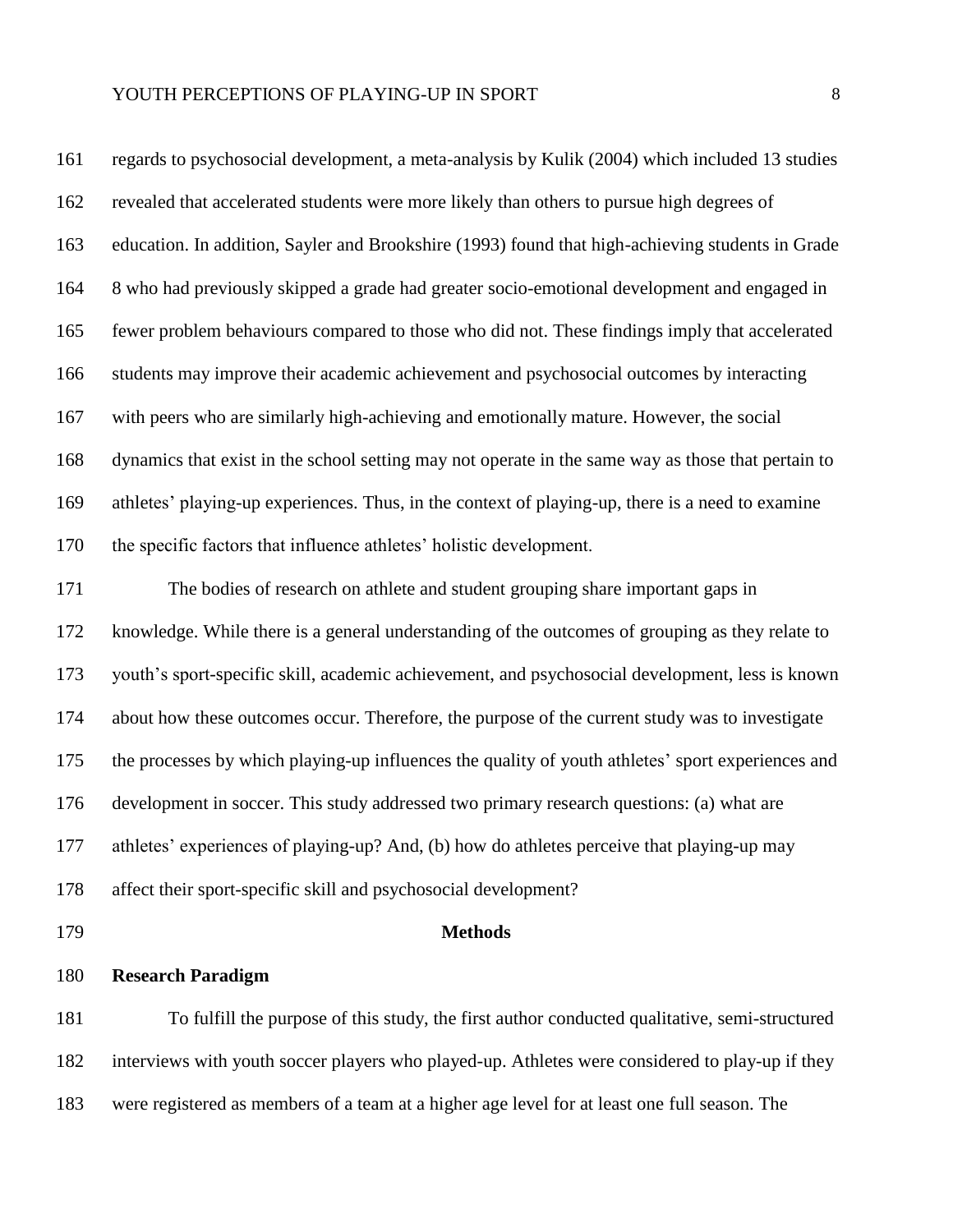regards to psychosocial development, a meta-analysis by Kulik (2004) which included 13 studies revealed that accelerated students were more likely than others to pursue high degrees of education. In addition, Sayler and Brookshire (1993) found that high-achieving students in Grade 8 who had previously skipped a grade had greater socio-emotional development and engaged in fewer problem behaviours compared to those who did not. These findings imply that accelerated students may improve their academic achievement and psychosocial outcomes by interacting with peers who are similarly high-achieving and emotionally mature. However, the social dynamics that exist in the school setting may not operate in the same way as those that pertain to athletes' playing-up experiences. Thus, in the context of playing-up, there is a need to examine the specific factors that influence athletes' holistic development.

The bodies of research on athlete and student grouping share important gaps in knowledge. While there is a general understanding of the outcomes of grouping as they relate to youth's sport-specific skill, academic achievement, and psychosocial development, less is known about how these outcomes occur. Therefore, the purpose of the current study was to investigate the processes by which playing-up influences the quality of youth athletes' sport experiences and development in soccer. This study addressed two primary research questions: (a) what are athletes' experiences of playing-up? And, (b) how do athletes perceive that playing-up may affect their sport-specific skill and psychosocial development?

# Methods

## Research Paradigm

To fulfill the purpose of this study, the first author conducted qualitative, semi-structured interviews with youth soccer players who played-up. Athletes were considered to play-up if they were registered as members of a team at a higher age level for at least one full season. The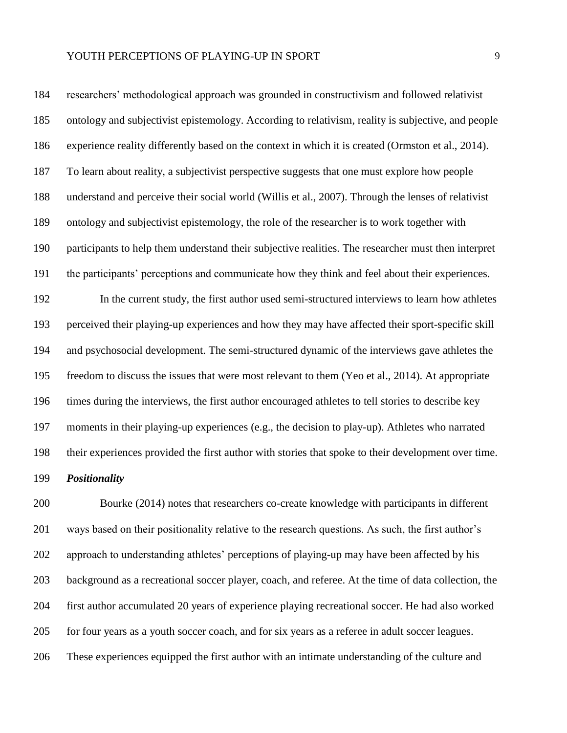researchers' methodological approach was grounded in constructivism and followed relativist ontology and subjectivist epistemology. According to relativism, reality is subjective, and people experience reality differently based on the context in which it is created (Ormston et al., 2014). To learn about reality, a subjectivist perspective suggests that one must explore how people understand and perceive their social world (Willis et al., 2007). Through the lenses of relativist ontology and subjectivist epistemology, the role of the researcher is to work together with participants to help them understand their subjective realities. The researcher must then interpret the participants' perceptions and communicate how they think and feel about their experiences.

In the current study, the first author used semi-structured interviews to learn how athletes perceived their playing-up experiences and how they may have affected their sport-specific skill and psychosocial development. The semi-structured dynamic of the interviews gave athletes the freedom to discuss the issues that were most relevant to them (Yeo et al., 2014). At appropriate times during the interviews, the first author encouraged athletes to tell stories to describe key moments in their playing-up experiences (e.g., the decision to play-up). Athletes who narrated their experiences provided the first author with stories that spoke to their development over time.

***Positionality***

Bourke (2014) notes that researchers co-create knowledge with participants in different ways based on their positionality relative to the research questions. As such, the first author's approach to understanding athletes' perceptions of playing-up may have been affected by his background as a recreational soccer player, coach, and referee. At the time of data collection, the first author accumulated 20 years of experience playing recreational soccer. He had also worked for four years as a youth soccer coach, and for six years as a referee in adult soccer leagues. These experiences equipped the first author with an intimate understanding of the culture and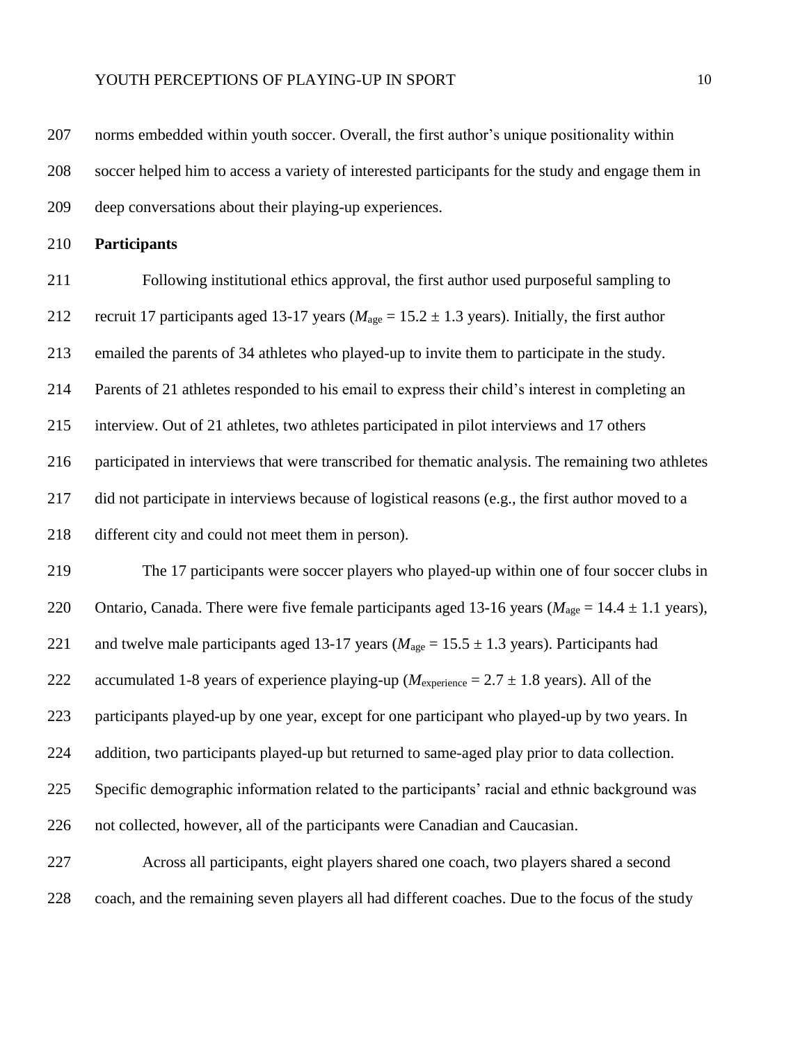norms embedded within youth soccer. Overall, the first author's unique positionality within soccer helped him to access a variety of interested participants for the study and engage them in deep conversations about their playing-up experiences.

## Participants

Following institutional ethics approval, the first author used purposeful sampling to recruit 17 participants aged 13-17 years ($M_{\text{age}} = 15.2 \pm 1.3$ years). Initially, the first author emailed the parents of 34 athletes who played-up to invite them to participate in the study. Parents of 21 athletes responded to his email to express their child's interest in completing an interview. Out of 21 athletes, two athletes participated in pilot interviews and 17 others participated in interviews that were transcribed for thematic analysis. The remaining two athletes did not participate in interviews because of logistical reasons (e.g., the first author moved to a different city and could not meet them in person).

The 17 participants were soccer players who played-up within one of four soccer clubs in Ontario, Canada. There were five female participants aged 13-16 years ($M_{\text{age}} = 14.4 \pm 1.1$ years), and twelve male participants aged 13-17 years ($M_{\text{age}} = 15.5 \pm 1.3$ years). Participants had accumulated 1-8 years of experience playing-up ($M_{\text{experience}} = 2.7 \pm 1.8$ years). All of the participants played-up by one year, except for one participant who played-up by two years. In addition, two participants played-up but returned to same-aged play prior to data collection. Specific demographic information related to the participants' racial and ethnic background was not collected, however, all of the participants were Canadian and Caucasian.

Across all participants, eight players shared one coach, two players shared a second coach, and the remaining seven players all had different coaches. Due to the focus of the study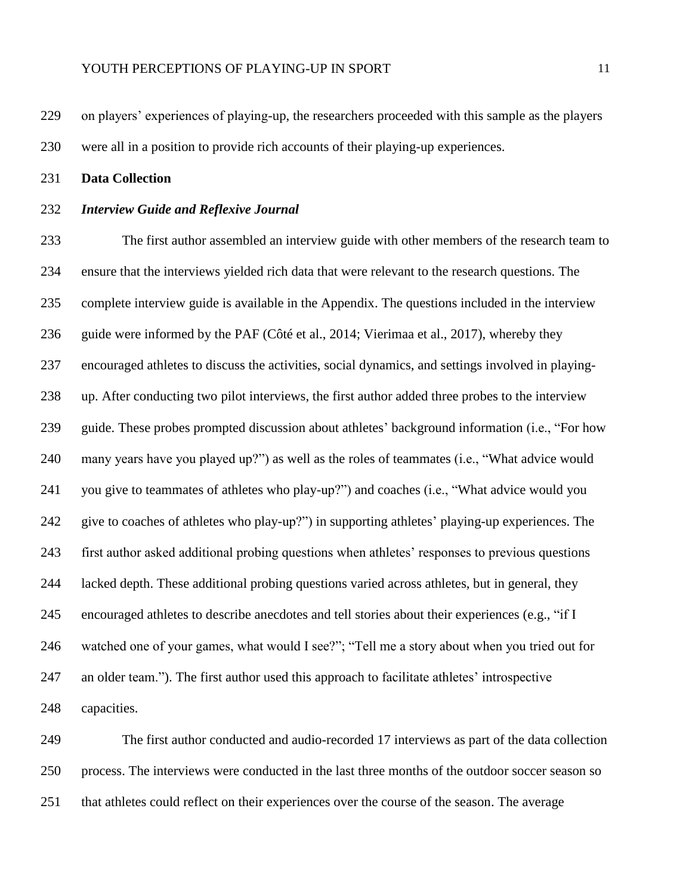on players' experiences of playing-up, the researchers proceeded with this sample as the players were all in a position to provide rich accounts of their playing-up experiences.

## Data Collection

### *Interview Guide and Reflexive Journal*

The first author assembled an interview guide with other members of the research team to ensure that the interviews yielded rich data that were relevant to the research questions. The complete interview guide is available in the Appendix. The questions included in the interview guide were informed by the PAF (Côté et al., 2014; Vierimaa et al., 2017), whereby they encouraged athletes to discuss the activities, social dynamics, and settings involved in playing-up. After conducting two pilot interviews, the first author added three probes to the interview guide. These probes prompted discussion about athletes' background information (i.e., "For how many years have you played up?") as well as the roles of teammates (i.e., "What advice would you give to teammates of athletes who play-up?") and coaches (i.e., "What advice would you give to coaches of athletes who play-up?") in supporting athletes' playing-up experiences. The first author asked additional probing questions when athletes' responses to previous questions lacked depth. These additional probing questions varied across athletes, but in general, they encouraged athletes to describe anecdotes and tell stories about their experiences (e.g., "if I watched one of your games, what would I see?"; "Tell me a story about when you tried out for an older team."). The first author used this approach to facilitate athletes' introspective capacities.

The first author conducted and audio-recorded 17 interviews as part of the data collection process. The interviews were conducted in the last three months of the outdoor soccer season so that athletes could reflect on their experiences over the course of the season. The average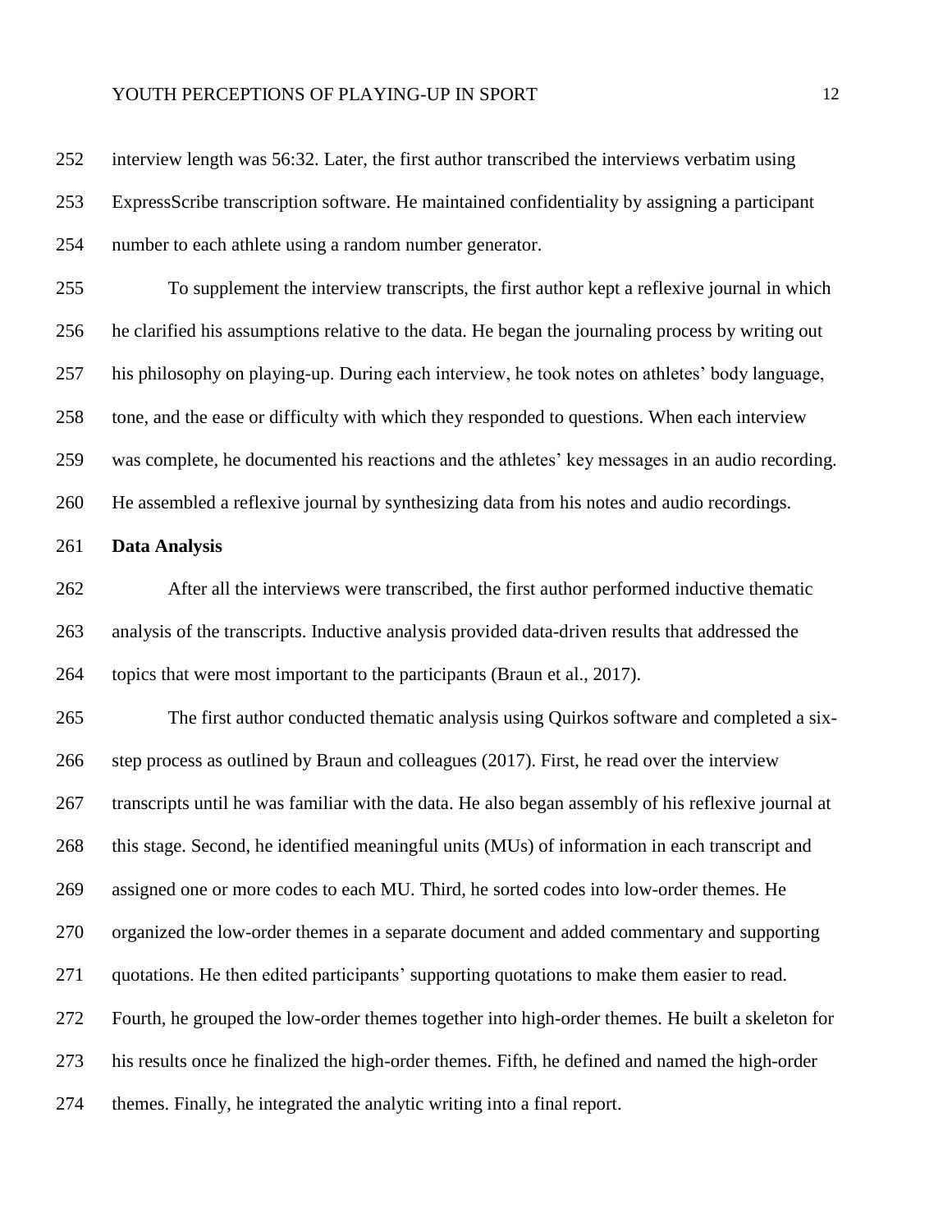interview length was 56:32. Later, the first author transcribed the interviews verbatim using ExpressScribe transcription software. He maintained confidentiality by assigning a participant number to each athlete using a random number generator.

To supplement the interview transcripts, the first author kept a reflexive journal in which he clarified his assumptions relative to the data. He began the journaling process by writing out his philosophy on playing-up. During each interview, he took notes on athletes' body language, tone, and the ease or difficulty with which they responded to questions. When each interview was complete, he documented his reactions and the athletes' key messages in an audio recording. He assembled a reflexive journal by synthesizing data from his notes and audio recordings.

## Data Analysis

After all the interviews were transcribed, the first author performed inductive thematic analysis of the transcripts. Inductive analysis provided data-driven results that addressed the topics that were most important to the participants (Braun et al., 2017).

The first author conducted thematic analysis using Quirkos software and completed a six-step process as outlined by Braun and colleagues (2017). First, he read over the interview transcripts until he was familiar with the data. He also began assembly of his reflexive journal at this stage. Second, he identified meaningful units (MUs) of information in each transcript and assigned one or more codes to each MU. Third, he sorted codes into low-order themes. He organized the low-order themes in a separate document and added commentary and supporting quotations. He then edited participants' supporting quotations to make them easier to read. Fourth, he grouped the low-order themes together into high-order themes. He built a skeleton for his results once he finalized the high-order themes. Fifth, he defined and named the high-order themes. Finally, he integrated the analytic writing into a final report.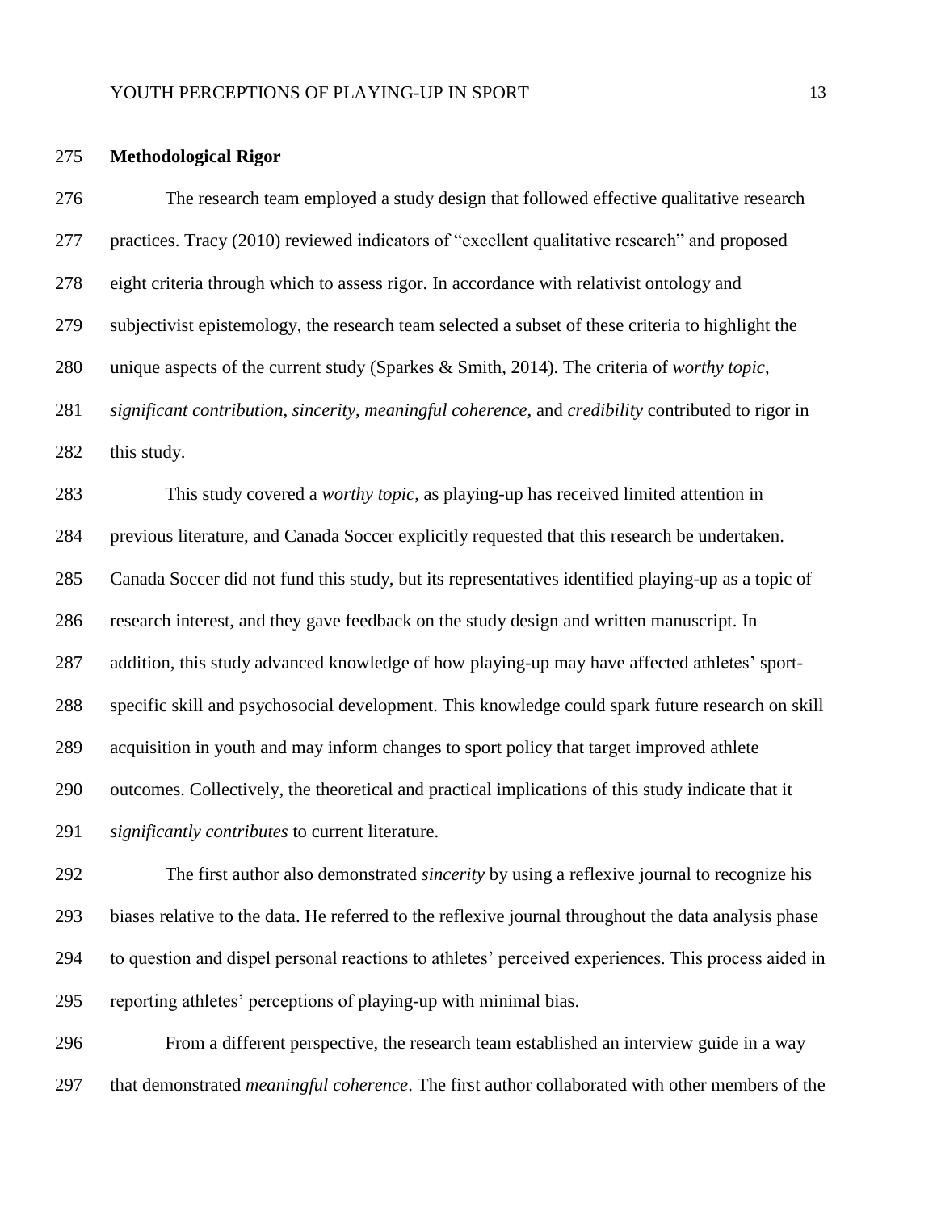## Methodological Rigor

The research team employed a study design that followed effective qualitative research practices. Tracy (2010) reviewed indicators of "excellent qualitative research" and proposed eight criteria through which to assess rigor. In accordance with relativist ontology and subjectivist epistemology, the research team selected a subset of these criteria to highlight the unique aspects of the current study (Sparkes & Smith, 2014). The criteria of *worthy topic*, *significant contribution*, *sincerity*, *meaningful coherence*, and *credibility* contributed to rigor in this study.

This study covered a *worthy topic*, as playing-up has received limited attention in previous literature, and Canada Soccer explicitly requested that this research be undertaken. Canada Soccer did not fund this study, but its representatives identified playing-up as a topic of research interest, and they gave feedback on the study design and written manuscript. In addition, this study advanced knowledge of how playing-up may have affected athletes' sport-specific skill and psychosocial development. This knowledge could spark future research on skill acquisition in youth and may inform changes to sport policy that target improved athlete outcomes. Collectively, the theoretical and practical implications of this study indicate that it *significantly contributes* to current literature.

The first author also demonstrated *sincerity* by using a reflexive journal to recognize his biases relative to the data. He referred to the reflexive journal throughout the data analysis phase to question and dispel personal reactions to athletes' perceived experiences. This process aided in reporting athletes' perceptions of playing-up with minimal bias.

From a different perspective, the research team established an interview guide in a way that demonstrated *meaningful coherence*. The first author collaborated with other members of the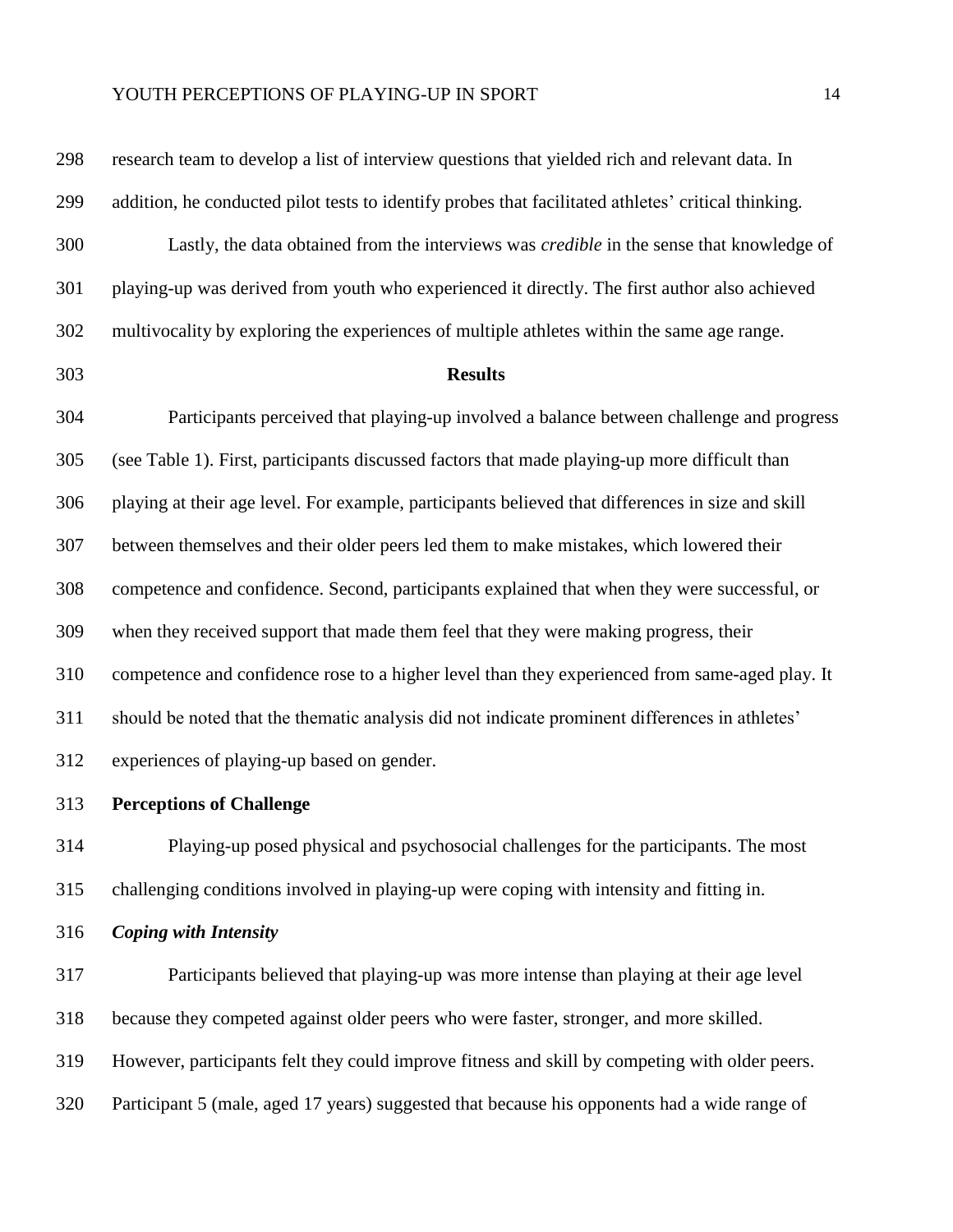research team to develop a list of interview questions that yielded rich and relevant data. In addition, he conducted pilot tests to identify probes that facilitated athletes' critical thinking.

Lastly, the data obtained from the interviews was *credible* in the sense that knowledge of playing-up was derived from youth who experienced it directly. The first author also achieved multivocality by exploring the experiences of multiple athletes within the same age range.

# Results

Participants perceived that playing-up involved a balance between challenge and progress (see Table 1). First, participants discussed factors that made playing-up more difficult than playing at their age level. For example, participants believed that differences in size and skill between themselves and their older peers led them to make mistakes, which lowered their competence and confidence. Second, participants explained that when they were successful, or when they received support that made them feel that they were making progress, their competence and confidence rose to a higher level than they experienced from same-aged play. It should be noted that the thematic analysis did not indicate prominent differences in athletes' experiences of playing-up based on gender.

## Perceptions of Challenge

Playing-up posed physical and psychosocial challenges for the participants. The most challenging conditions involved in playing-up were coping with intensity and fitting in.

### *Coping with Intensity*

Participants believed that playing-up was more intense than playing at their age level because they competed against older peers who were faster, stronger, and more skilled. However, participants felt they could improve fitness and skill by competing with older peers. Participant 5 (male, aged 17 years) suggested that because his opponents had a wide range of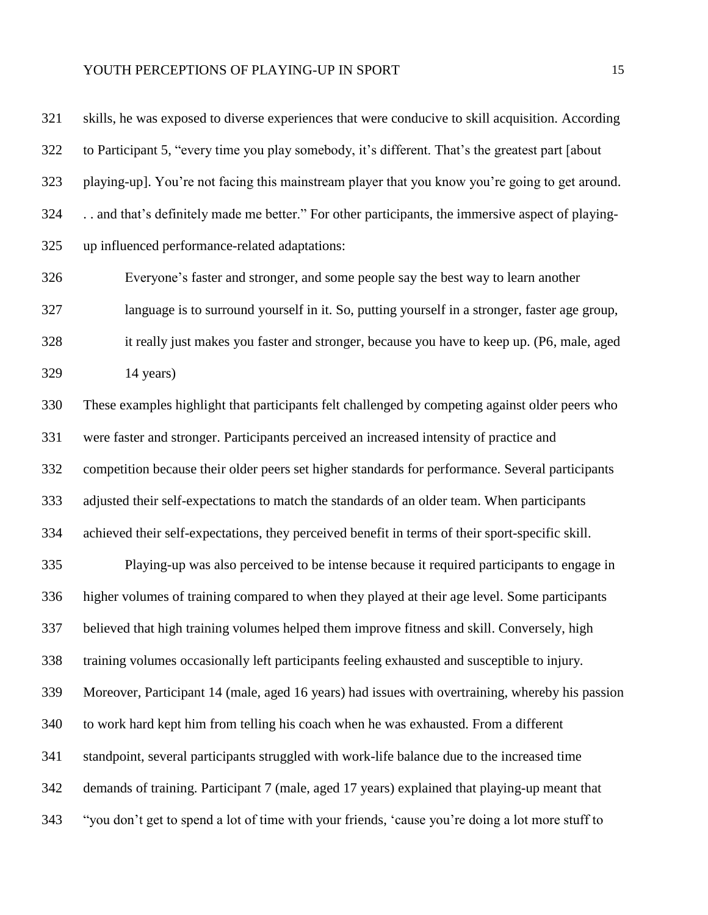skills, he was exposed to diverse experiences that were conducive to skill acquisition. According to Participant 5, "every time you play somebody, it's different. That's the greatest part [about playing-up]. You're not facing this mainstream player that you know you're going to get around. . . and that's definitely made me better." For other participants, the immersive aspect of playing-up influenced performance-related adaptations:

> Everyone's faster and stronger, and some people say the best way to learn another language is to surround yourself in it. So, putting yourself in a stronger, faster age group, it really just makes you faster and stronger, because you have to keep up. (P6, male, aged 14 years)

These examples highlight that participants felt challenged by competing against older peers who were faster and stronger. Participants perceived an increased intensity of practice and competition because their older peers set higher standards for performance. Several participants adjusted their self-expectations to match the standards of an older team. When participants achieved their self-expectations, they perceived benefit in terms of their sport-specific skill.

Playing-up was also perceived to be intense because it required participants to engage in higher volumes of training compared to when they played at their age level. Some participants believed that high training volumes helped them improve fitness and skill. Conversely, high training volumes occasionally left participants feeling exhausted and susceptible to injury. Moreover, Participant 14 (male, aged 16 years) had issues with overtraining, whereby his passion to work hard kept him from telling his coach when he was exhausted. From a different standpoint, several participants struggled with work-life balance due to the increased time demands of training. Participant 7 (male, aged 17 years) explained that playing-up meant that "you don't get to spend a lot of time with your friends, 'cause you're doing a lot more stuff to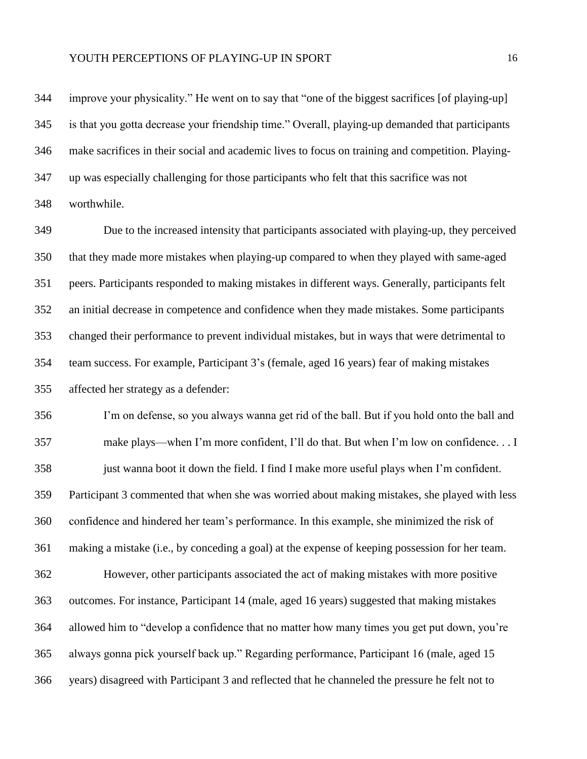improve your physicality." He went on to say that "one of the biggest sacrifices [of playing-up] is that you gotta decrease your friendship time." Overall, playing-up demanded that participants make sacrifices in their social and academic lives to focus on training and competition. Playing-up was especially challenging for those participants who felt that this sacrifice was not worthwhile.

Due to the increased intensity that participants associated with playing-up, they perceived that they made more mistakes when playing-up compared to when they played with same-aged peers. Participants responded to making mistakes in different ways. Generally, participants felt an initial decrease in competence and confidence when they made mistakes. Some participants changed their performance to prevent individual mistakes, but in ways that were detrimental to team success. For example, Participant 3's (female, aged 16 years) fear of making mistakes affected her strategy as a defender:

> I'm on defense, so you always wanna get rid of the ball. But if you hold onto the ball and make plays—when I'm more confident, I'll do that. But when I'm low on confidence. . . I just wanna boot it down the field. I find I make more useful plays when I'm confident.

Participant 3 commented that when she was worried about making mistakes, she played with less confidence and hindered her team's performance. In this example, she minimized the risk of making a mistake (i.e., by conceding a goal) at the expense of keeping possession for her team.

However, other participants associated the act of making mistakes with more positive outcomes. For instance, Participant 14 (male, aged 16 years) suggested that making mistakes allowed him to "develop a confidence that no matter how many times you get put down, you're always gonna pick yourself back up." Regarding performance, Participant 16 (male, aged 15 years) disagreed with Participant 3 and reflected that he channeled the pressure he felt not to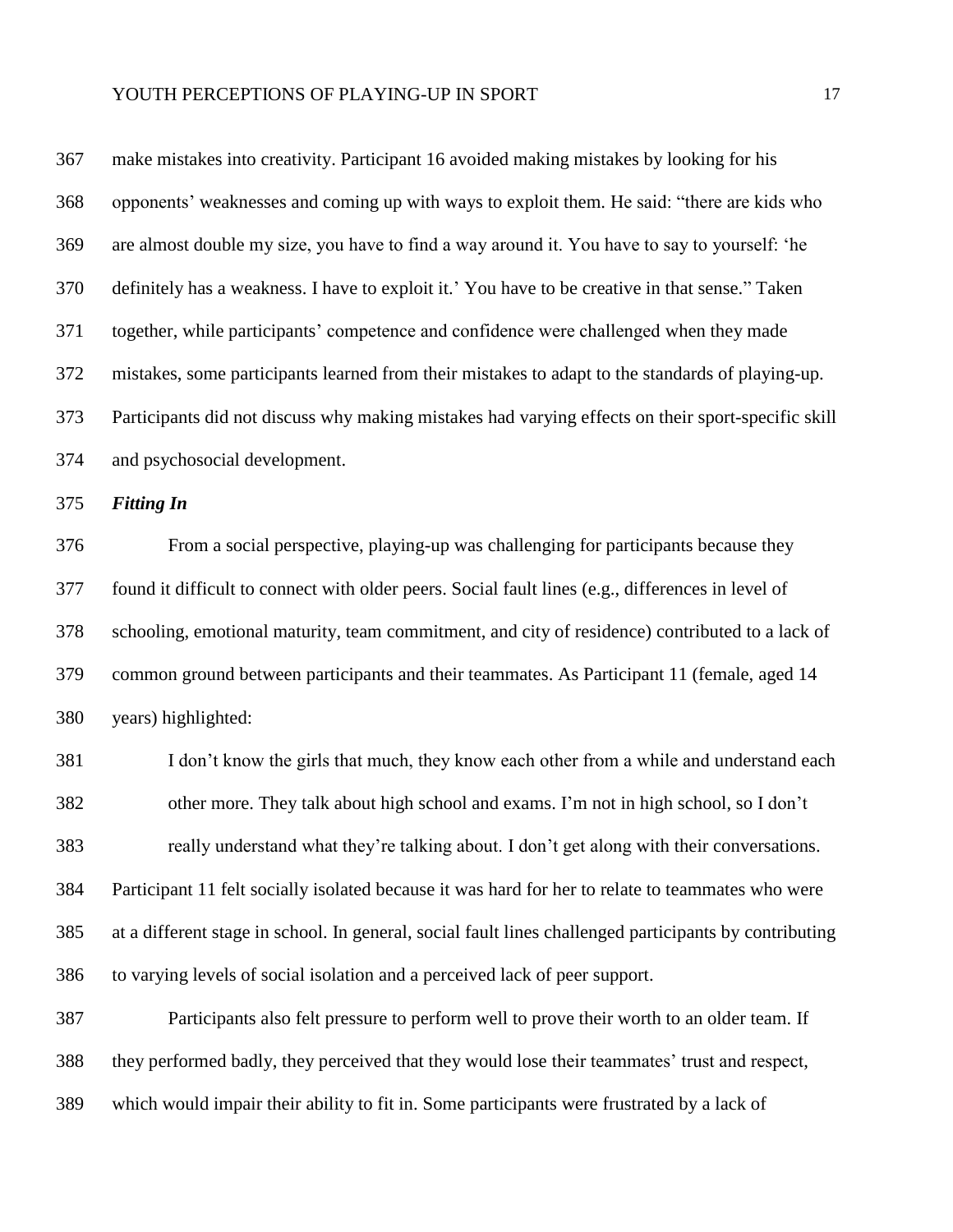make mistakes into creativity. Participant 16 avoided making mistakes by looking for his opponents' weaknesses and coming up with ways to exploit them. He said: "there are kids who are almost double my size, you have to find a way around it. You have to say to yourself: 'he definitely has a weakness. I have to exploit it.' You have to be creative in that sense." Taken together, while participants' competence and confidence were challenged when they made mistakes, some participants learned from their mistakes to adapt to the standards of playing-up. Participants did not discuss why making mistakes had varying effects on their sport-specific skill and psychosocial development.

### *Fitting In*

From a social perspective, playing-up was challenging for participants because they found it difficult to connect with older peers. Social fault lines (e.g., differences in level of schooling, emotional maturity, team commitment, and city of residence) contributed to a lack of common ground between participants and their teammates. As Participant 11 (female, aged 14 years) highlighted:

> I don't know the girls that much, they know each other from a while and understand each other more. They talk about high school and exams. I'm not in high school, so I don't really understand what they're talking about. I don't get along with their conversations.

Participant 11 felt socially isolated because it was hard for her to relate to teammates who were at a different stage in school. In general, social fault lines challenged participants by contributing to varying levels of social isolation and a perceived lack of peer support.

Participants also felt pressure to perform well to prove their worth to an older team. If they performed badly, they perceived that they would lose their teammates' trust and respect, which would impair their ability to fit in. Some participants were frustrated by a lack of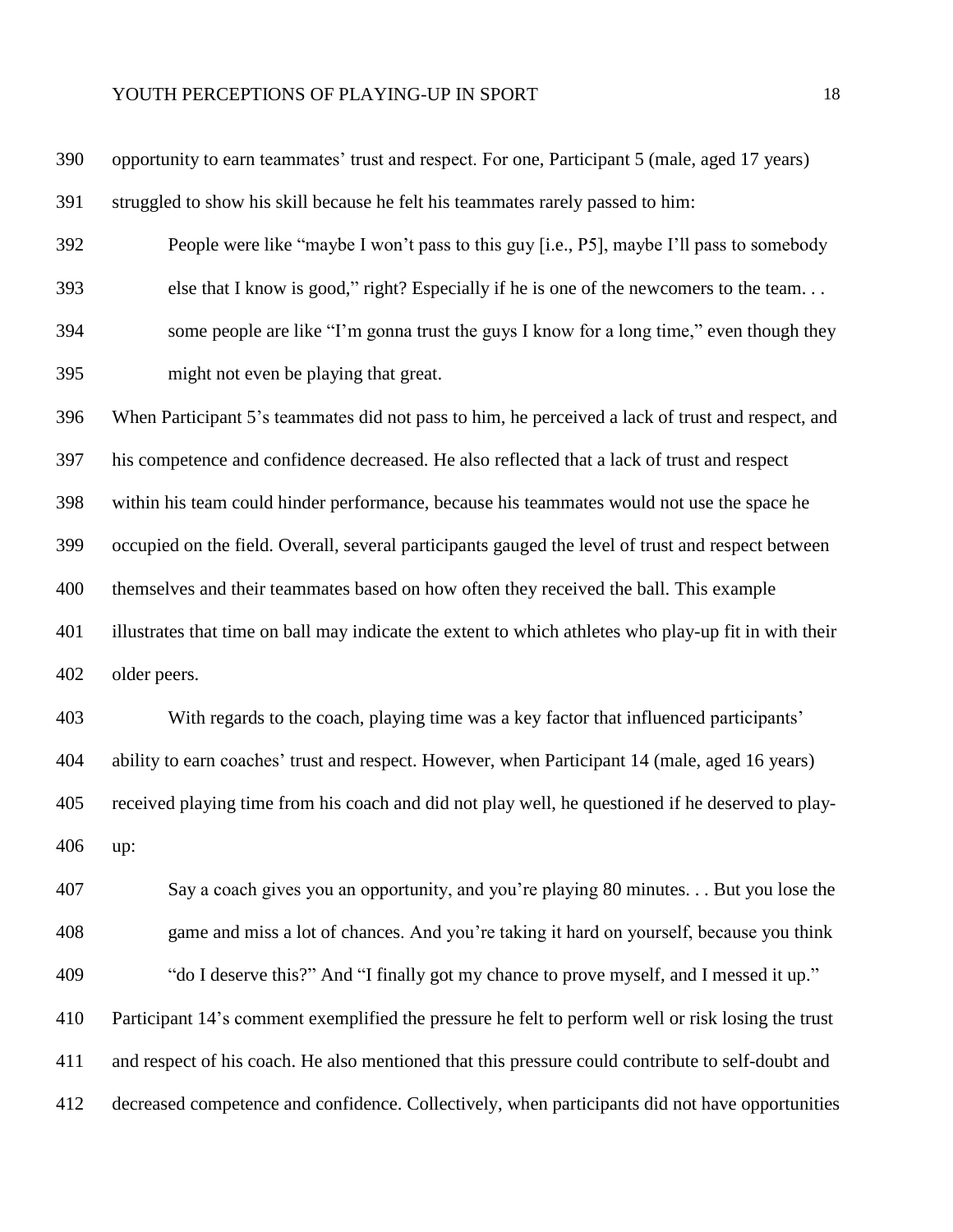opportunity to earn teammates' trust and respect. For one, Participant 5 (male, aged 17 years) struggled to show his skill because he felt his teammates rarely passed to him:

> People were like "maybe I won't pass to this guy [i.e., P5], maybe I'll pass to somebody else that I know is good," right? Especially if he is one of the newcomers to the team. . . some people are like "I'm gonna trust the guys I know for a long time," even though they might not even be playing that great.

When Participant 5's teammates did not pass to him, he perceived a lack of trust and respect, and his competence and confidence decreased. He also reflected that a lack of trust and respect within his team could hinder performance, because his teammates would not use the space he occupied on the field. Overall, several participants gauged the level of trust and respect between themselves and their teammates based on how often they received the ball. This example illustrates that time on ball may indicate the extent to which athletes who play-up fit in with their older peers.

With regards to the coach, playing time was a key factor that influenced participants' ability to earn coaches' trust and respect. However, when Participant 14 (male, aged 16 years) received playing time from his coach and did not play well, he questioned if he deserved to play-up:

> Say a coach gives you an opportunity, and you're playing 80 minutes. . . But you lose the game and miss a lot of chances. And you're taking it hard on yourself, because you think "do I deserve this?" And "I finally got my chance to prove myself, and I messed it up."

Participant 14's comment exemplified the pressure he felt to perform well or risk losing the trust and respect of his coach. He also mentioned that this pressure could contribute to self-doubt and decreased competence and confidence. Collectively, when participants did not have opportunities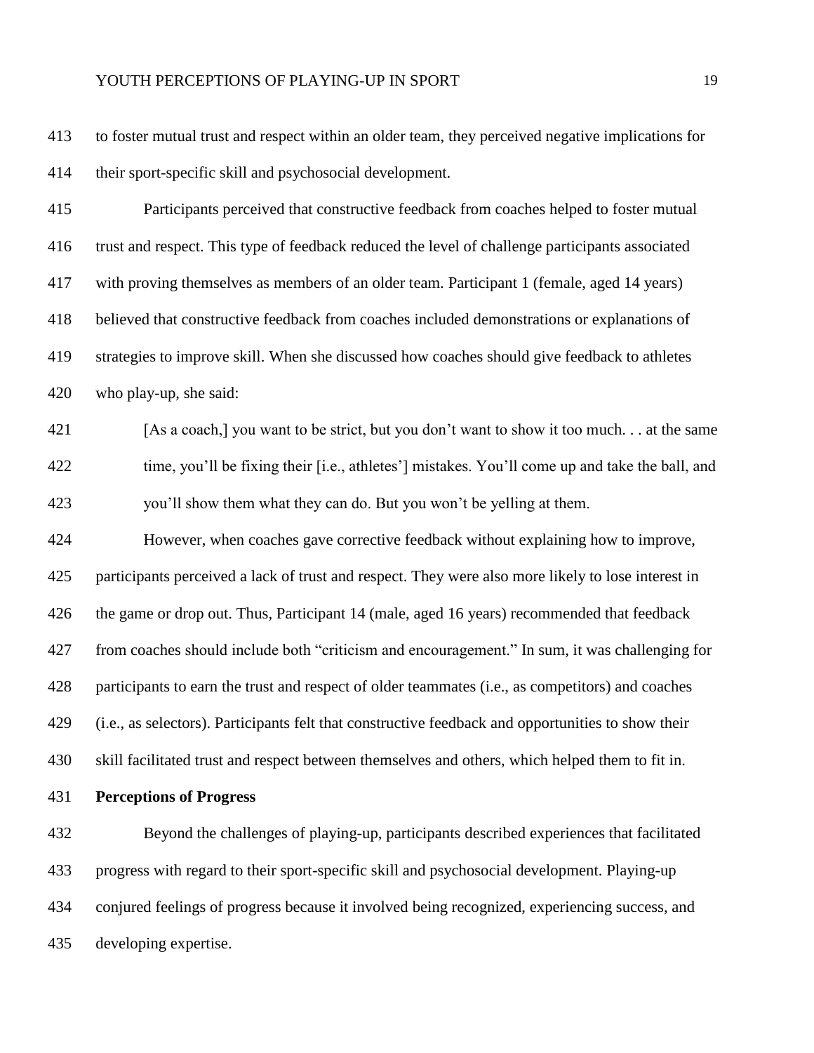to foster mutual trust and respect within an older team, they perceived negative implications for their sport-specific skill and psychosocial development.

Participants perceived that constructive feedback from coaches helped to foster mutual trust and respect. This type of feedback reduced the level of challenge participants associated with proving themselves as members of an older team. Participant 1 (female, aged 14 years) believed that constructive feedback from coaches included demonstrations or explanations of strategies to improve skill. When she discussed how coaches should give feedback to athletes who play-up, she said:

> [As a coach,] you want to be strict, but you don't want to show it too much. . . at the same time, you'll be fixing their [i.e., athletes'] mistakes. You'll come up and take the ball, and you'll show them what they can do. But you won't be yelling at them.

However, when coaches gave corrective feedback without explaining how to improve, participants perceived a lack of trust and respect. They were also more likely to lose interest in the game or drop out. Thus, Participant 14 (male, aged 16 years) recommended that feedback from coaches should include both "criticism and encouragement." In sum, it was challenging for participants to earn the trust and respect of older teammates (i.e., as competitors) and coaches (i.e., as selectors). Participants felt that constructive feedback and opportunities to show their skill facilitated trust and respect between themselves and others, which helped them to fit in.

**Perceptions of Progress**

Beyond the challenges of playing-up, participants described experiences that facilitated progress with regard to their sport-specific skill and psychosocial development. Playing-up conjured feelings of progress because it involved being recognized, experiencing success, and developing expertise.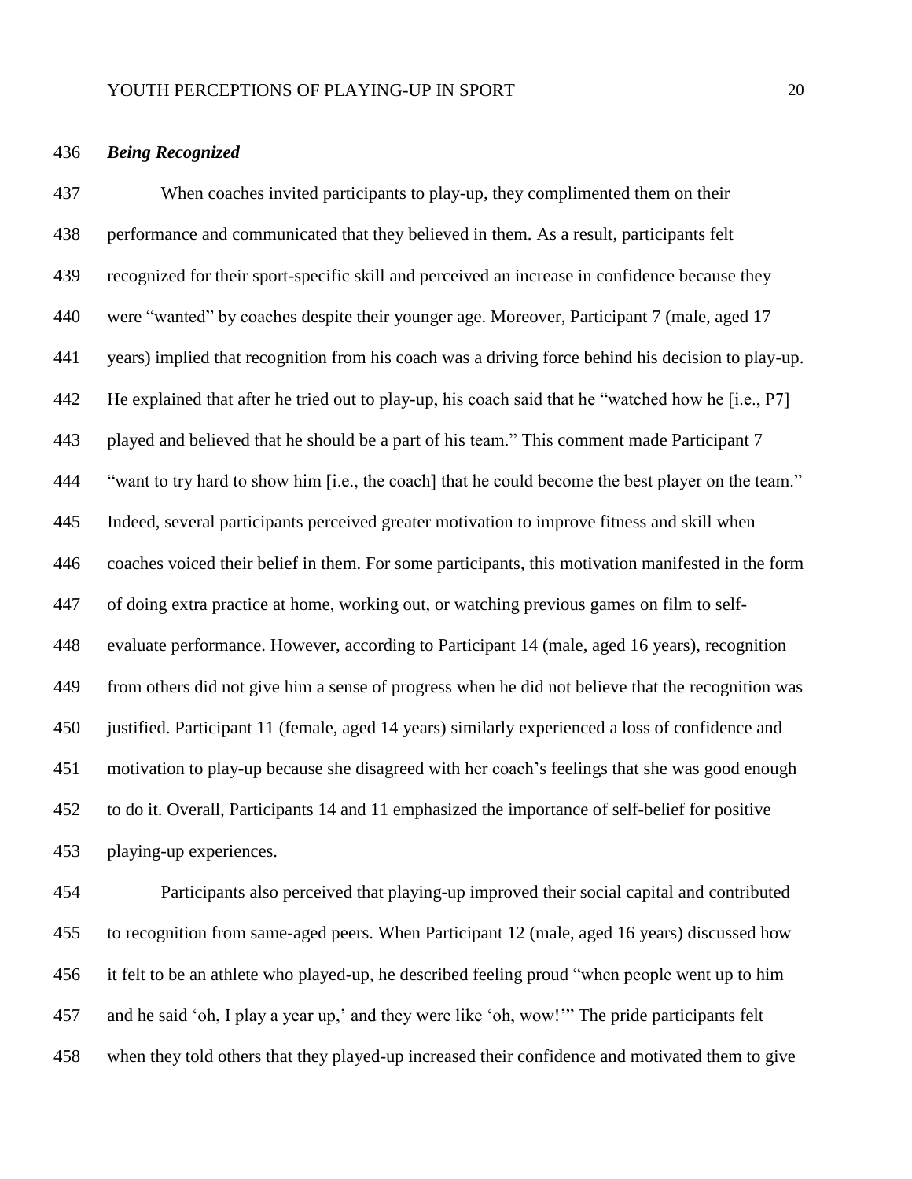### *Being Recognized*

When coaches invited participants to play-up, they complimented them on their performance and communicated that they believed in them. As a result, participants felt recognized for their sport-specific skill and perceived an increase in confidence because they were "wanted" by coaches despite their younger age. Moreover, Participant 7 (male, aged 17 years) implied that recognition from his coach was a driving force behind his decision to play-up. He explained that after he tried out to play-up, his coach said that he "watched how he [i.e., P7] played and believed that he should be a part of his team." This comment made Participant 7 "want to try hard to show him [i.e., the coach] that he could become the best player on the team." Indeed, several participants perceived greater motivation to improve fitness and skill when coaches voiced their belief in them. For some participants, this motivation manifested in the form of doing extra practice at home, working out, or watching previous games on film to self-evaluate performance. However, according to Participant 14 (male, aged 16 years), recognition from others did not give him a sense of progress when he did not believe that the recognition was justified. Participant 11 (female, aged 14 years) similarly experienced a loss of confidence and motivation to play-up because she disagreed with her coach's feelings that she was good enough to do it. Overall, Participants 14 and 11 emphasized the importance of self-belief for positive playing-up experiences.

Participants also perceived that playing-up improved their social capital and contributed to recognition from same-aged peers. When Participant 12 (male, aged 16 years) discussed how it felt to be an athlete who played-up, he described feeling proud "when people went up to him and he said 'oh, I play a year up,' and they were like 'oh, wow!'" The pride participants felt when they told others that they played-up increased their confidence and motivated them to give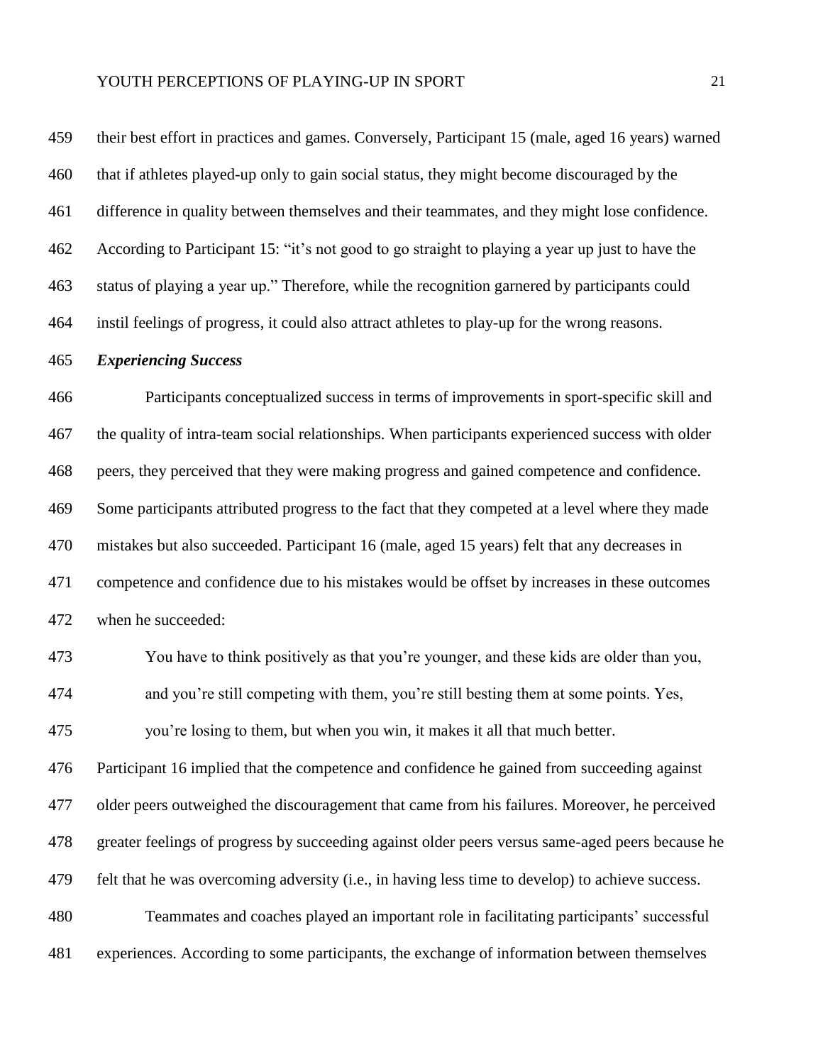their best effort in practices and games. Conversely, Participant 15 (male, aged 16 years) warned that if athletes played-up only to gain social status, they might become discouraged by the difference in quality between themselves and their teammates, and they might lose confidence. According to Participant 15: "it's not good to go straight to playing a year up just to have the status of playing a year up." Therefore, while the recognition garnered by participants could instil feelings of progress, it could also attract athletes to play-up for the wrong reasons.

### *Experiencing Success*

Participants conceptualized success in terms of improvements in sport-specific skill and the quality of intra-team social relationships. When participants experienced success with older peers, they perceived that they were making progress and gained competence and confidence. Some participants attributed progress to the fact that they competed at a level where they made mistakes but also succeeded. Participant 16 (male, aged 15 years) felt that any decreases in competence and confidence due to his mistakes would be offset by increases in these outcomes when he succeeded:

> You have to think positively as that you're younger, and these kids are older than you, and you're still competing with them, you're still besting them at some points. Yes, you're losing to them, but when you win, it makes it all that much better.

Participant 16 implied that the competence and confidence he gained from succeeding against older peers outweighed the discouragement that came from his failures. Moreover, he perceived greater feelings of progress by succeeding against older peers versus same-aged peers because he felt that he was overcoming adversity (i.e., in having less time to develop) to achieve success.

Teammates and coaches played an important role in facilitating participants' successful experiences. According to some participants, the exchange of information between themselves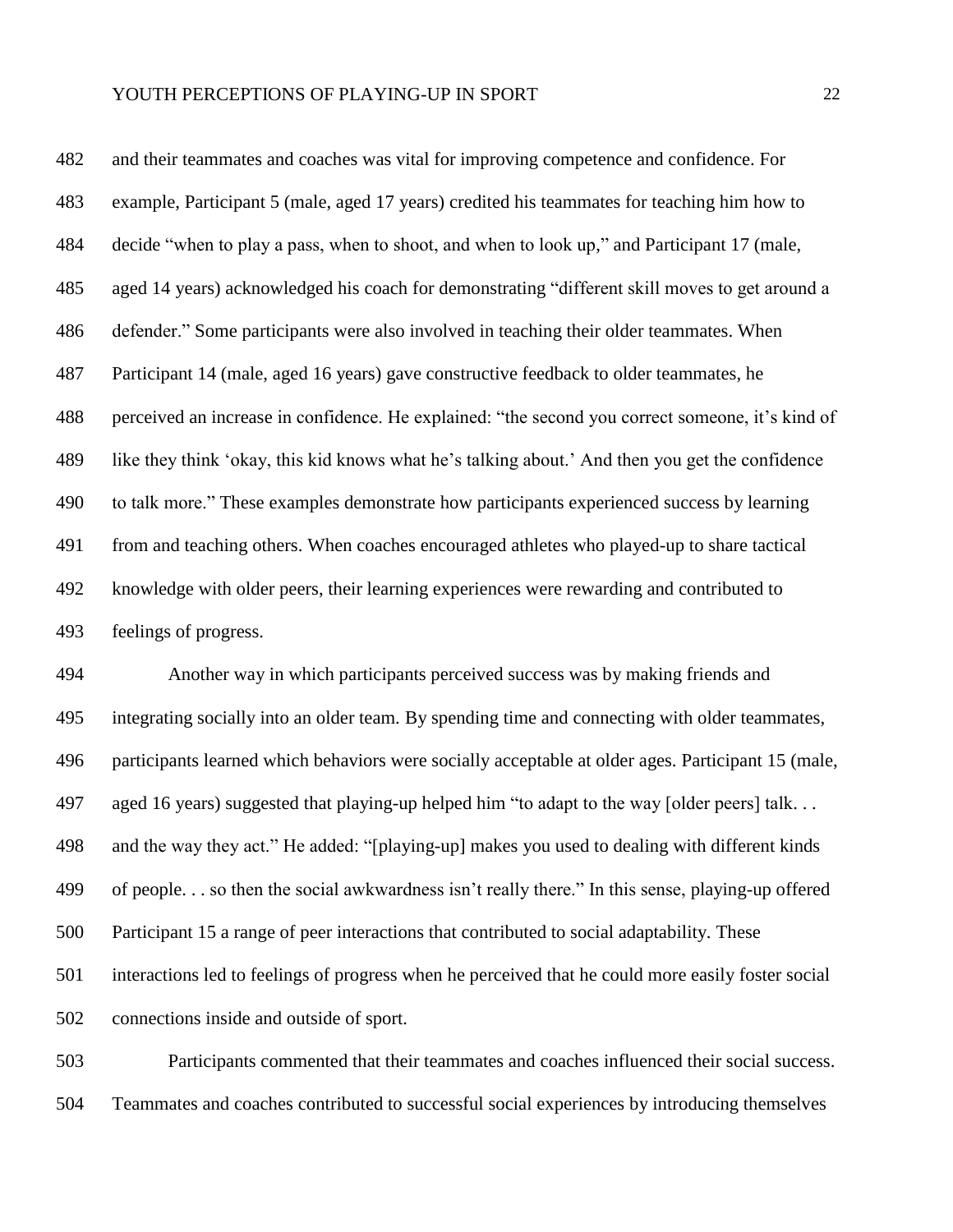and their teammates and coaches was vital for improving competence and confidence. For example, Participant 5 (male, aged 17 years) credited his teammates for teaching him how to decide "when to play a pass, when to shoot, and when to look up," and Participant 17 (male, aged 14 years) acknowledged his coach for demonstrating "different skill moves to get around a defender." Some participants were also involved in teaching their older teammates. When Participant 14 (male, aged 16 years) gave constructive feedback to older teammates, he perceived an increase in confidence. He explained: "the second you correct someone, it's kind of like they think 'okay, this kid knows what he's talking about.' And then you get the confidence to talk more." These examples demonstrate how participants experienced success by learning from and teaching others. When coaches encouraged athletes who played-up to share tactical knowledge with older peers, their learning experiences were rewarding and contributed to feelings of progress.

Another way in which participants perceived success was by making friends and integrating socially into an older team. By spending time and connecting with older teammates, participants learned which behaviors were socially acceptable at older ages. Participant 15 (male, aged 16 years) suggested that playing-up helped him "to adapt to the way [older peers] talk. . . and the way they act." He added: "[playing-up] makes you used to dealing with different kinds of people. . . so then the social awkwardness isn't really there." In this sense, playing-up offered Participant 15 a range of peer interactions that contributed to social adaptability. These interactions led to feelings of progress when he perceived that he could more easily foster social connections inside and outside of sport.

Participants commented that their teammates and coaches influenced their social success. Teammates and coaches contributed to successful social experiences by introducing themselves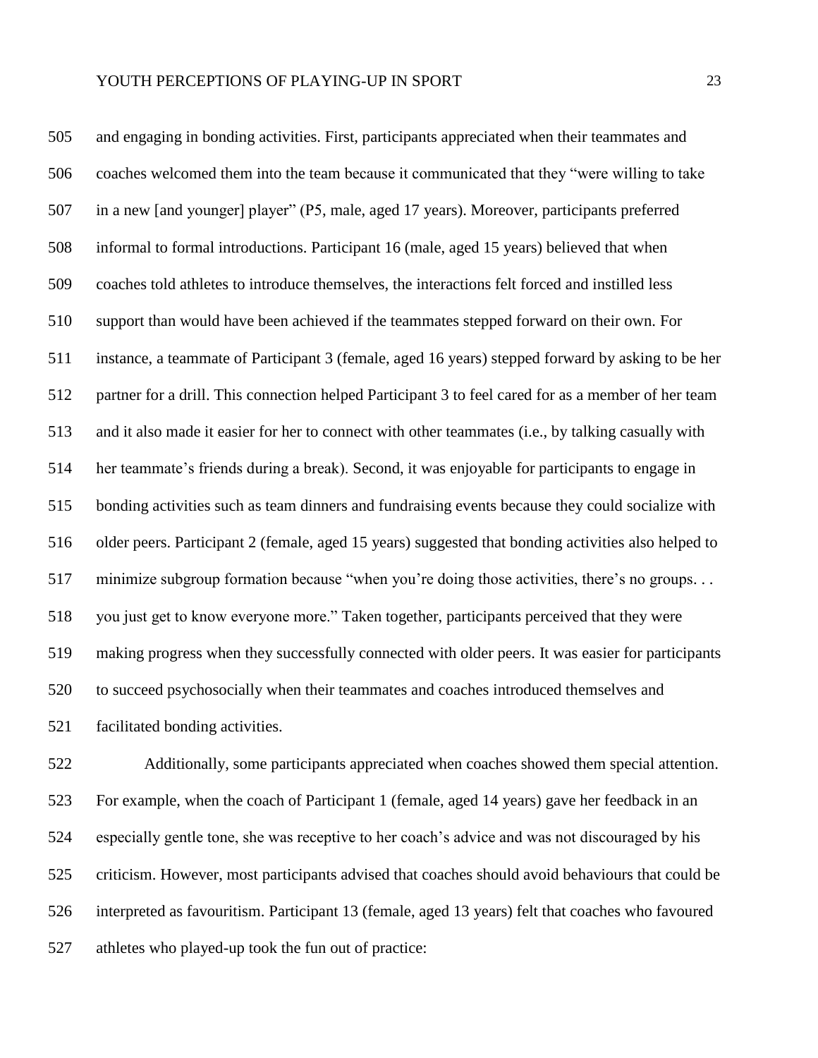and engaging in bonding activities. First, participants appreciated when their teammates and coaches welcomed them into the team because it communicated that they "were willing to take in a new [and younger] player" (P5, male, aged 17 years). Moreover, participants preferred informal to formal introductions. Participant 16 (male, aged 15 years) believed that when coaches told athletes to introduce themselves, the interactions felt forced and instilled less support than would have been achieved if the teammates stepped forward on their own. For instance, a teammate of Participant 3 (female, aged 16 years) stepped forward by asking to be her partner for a drill. This connection helped Participant 3 to feel cared for as a member of her team and it also made it easier for her to connect with other teammates (i.e., by talking casually with her teammate's friends during a break). Second, it was enjoyable for participants to engage in bonding activities such as team dinners and fundraising events because they could socialize with older peers. Participant 2 (female, aged 15 years) suggested that bonding activities also helped to minimize subgroup formation because "when you're doing those activities, there's no groups. . . you just get to know everyone more." Taken together, participants perceived that they were making progress when they successfully connected with older peers. It was easier for participants to succeed psychosocially when their teammates and coaches introduced themselves and facilitated bonding activities.

Additionally, some participants appreciated when coaches showed them special attention. For example, when the coach of Participant 1 (female, aged 14 years) gave her feedback in an especially gentle tone, she was receptive to her coach's advice and was not discouraged by his criticism. However, most participants advised that coaches should avoid behaviours that could be interpreted as favouritism. Participant 13 (female, aged 13 years) felt that coaches who favoured athletes who played-up took the fun out of practice: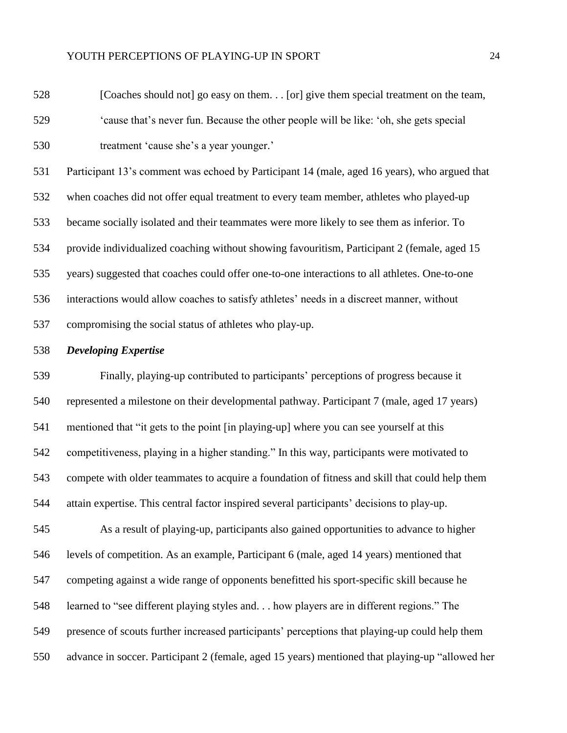> [Coaches should not] go easy on them. . . [or] give them special treatment on the team, 'cause that's never fun. Because the other people will be like: 'oh, she gets special treatment 'cause she's a year younger.'

Participant 13's comment was echoed by Participant 14 (male, aged 16 years), who argued that when coaches did not offer equal treatment to every team member, athletes who played-up became socially isolated and their teammates were more likely to see them as inferior. To provide individualized coaching without showing favouritism, Participant 2 (female, aged 15 years) suggested that coaches could offer one-to-one interactions to all athletes. One-to-one interactions would allow coaches to satisfy athletes' needs in a discreet manner, without compromising the social status of athletes who play-up.

***Developing Expertise***

Finally, playing-up contributed to participants' perceptions of progress because it represented a milestone on their developmental pathway. Participant 7 (male, aged 17 years) mentioned that "it gets to the point [in playing-up] where you can see yourself at this competitiveness, playing in a higher standing." In this way, participants were motivated to compete with older teammates to acquire a foundation of fitness and skill that could help them attain expertise. This central factor inspired several participants' decisions to play-up.

As a result of playing-up, participants also gained opportunities to advance to higher levels of competition. As an example, Participant 6 (male, aged 14 years) mentioned that competing against a wide range of opponents benefitted his sport-specific skill because he learned to "see different playing styles and. . . how players are in different regions." The presence of scouts further increased participants' perceptions that playing-up could help them advance in soccer. Participant 2 (female, aged 15 years) mentioned that playing-up "allowed her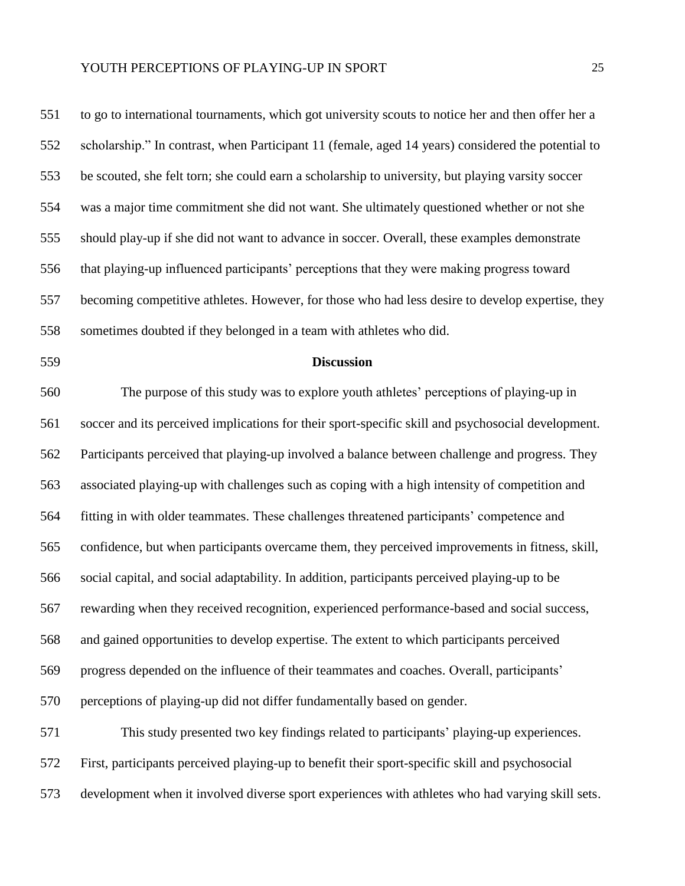to go to international tournaments, which got university scouts to notice her and then offer her a scholarship." In contrast, when Participant 11 (female, aged 14 years) considered the potential to be scouted, she felt torn; she could earn a scholarship to university, but playing varsity soccer was a major time commitment she did not want. She ultimately questioned whether or not she should play-up if she did not want to advance in soccer. Overall, these examples demonstrate that playing-up influenced participants' perceptions that they were making progress toward becoming competitive athletes. However, for those who had less desire to develop expertise, they sometimes doubted if they belonged in a team with athletes who did.

## Discussion

The purpose of this study was to explore youth athletes' perceptions of playing-up in soccer and its perceived implications for their sport-specific skill and psychosocial development. Participants perceived that playing-up involved a balance between challenge and progress. They associated playing-up with challenges such as coping with a high intensity of competition and fitting in with older teammates. These challenges threatened participants' competence and confidence, but when participants overcame them, they perceived improvements in fitness, skill, social capital, and social adaptability. In addition, participants perceived playing-up to be rewarding when they received recognition, experienced performance-based and social success, and gained opportunities to develop expertise. The extent to which participants perceived progress depended on the influence of their teammates and coaches. Overall, participants' perceptions of playing-up did not differ fundamentally based on gender.

This study presented two key findings related to participants' playing-up experiences. First, participants perceived playing-up to benefit their sport-specific skill and psychosocial development when it involved diverse sport experiences with athletes who had varying skill sets.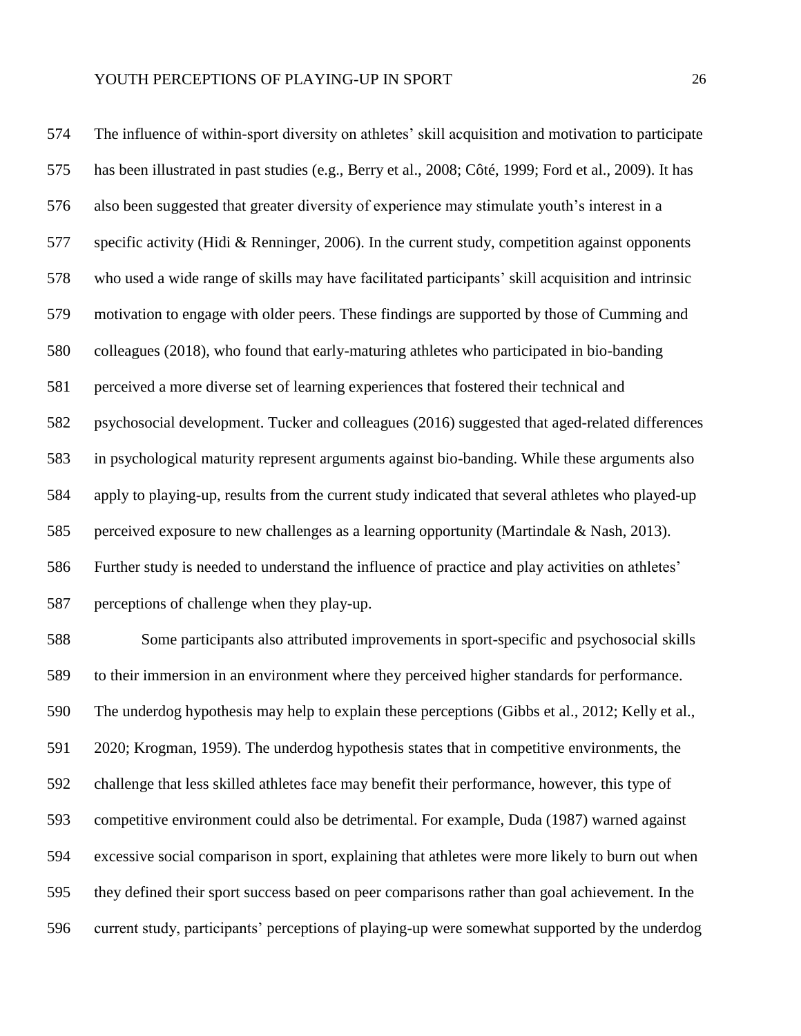The influence of within-sport diversity on athletes' skill acquisition and motivation to participate has been illustrated in past studies (e.g., Berry et al., 2008; Côté, 1999; Ford et al., 2009). It has also been suggested that greater diversity of experience may stimulate youth's interest in a specific activity (Hidi & Renninger, 2006). In the current study, competition against opponents who used a wide range of skills may have facilitated participants' skill acquisition and intrinsic motivation to engage with older peers. These findings are supported by those of Cumming and colleagues (2018), who found that early-maturing athletes who participated in bio-banding perceived a more diverse set of learning experiences that fostered their technical and psychosocial development. Tucker and colleagues (2016) suggested that aged-related differences in psychological maturity represent arguments against bio-banding. While these arguments also apply to playing-up, results from the current study indicated that several athletes who played-up perceived exposure to new challenges as a learning opportunity (Martindale & Nash, 2013). Further study is needed to understand the influence of practice and play activities on athletes' perceptions of challenge when they play-up.

Some participants also attributed improvements in sport-specific and psychosocial skills to their immersion in an environment where they perceived higher standards for performance. The underdog hypothesis may help to explain these perceptions (Gibbs et al., 2012; Kelly et al., 2020; Krogman, 1959). The underdog hypothesis states that in competitive environments, the challenge that less skilled athletes face may benefit their performance, however, this type of competitive environment could also be detrimental. For example, Duda (1987) warned against excessive social comparison in sport, explaining that athletes were more likely to burn out when they defined their sport success based on peer comparisons rather than goal achievement. In the current study, participants' perceptions of playing-up were somewhat supported by the underdog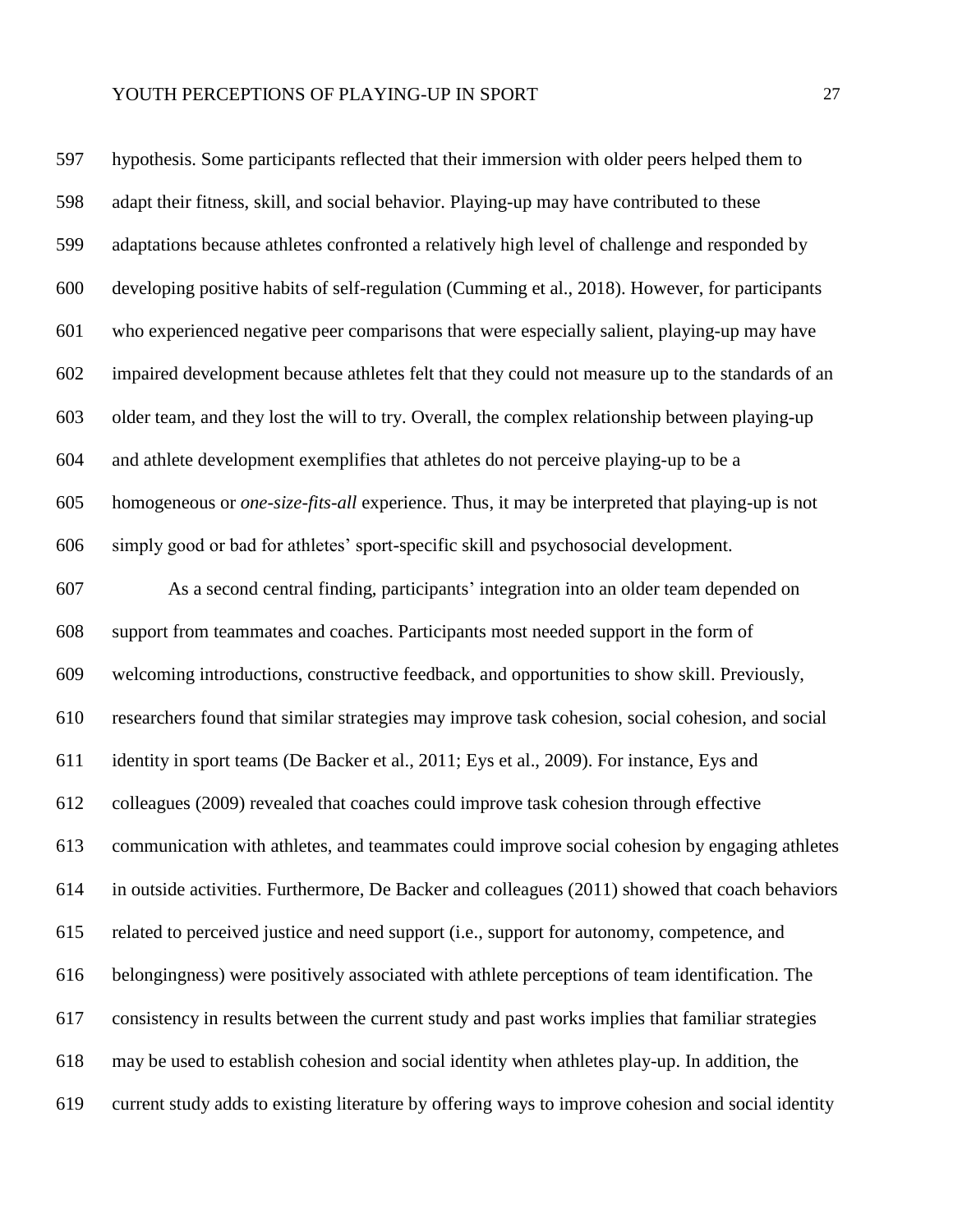hypothesis. Some participants reflected that their immersion with older peers helped them to adapt their fitness, skill, and social behavior. Playing-up may have contributed to these adaptations because athletes confronted a relatively high level of challenge and responded by developing positive habits of self-regulation (Cumming et al., 2018). However, for participants who experienced negative peer comparisons that were especially salient, playing-up may have impaired development because athletes felt that they could not measure up to the standards of an older team, and they lost the will to try. Overall, the complex relationship between playing-up and athlete development exemplifies that athletes do not perceive playing-up to be a homogeneous or *one-size-fits-all* experience. Thus, it may be interpreted that playing-up is not simply good or bad for athletes' sport-specific skill and psychosocial development.

As a second central finding, participants' integration into an older team depended on support from teammates and coaches. Participants most needed support in the form of welcoming introductions, constructive feedback, and opportunities to show skill. Previously, researchers found that similar strategies may improve task cohesion, social cohesion, and social identity in sport teams (De Backer et al., 2011; Eys et al., 2009). For instance, Eys and colleagues (2009) revealed that coaches could improve task cohesion through effective communication with athletes, and teammates could improve social cohesion by engaging athletes in outside activities. Furthermore, De Backer and colleagues (2011) showed that coach behaviors related to perceived justice and need support (i.e., support for autonomy, competence, and belongingness) were positively associated with athlete perceptions of team identification. The consistency in results between the current study and past works implies that familiar strategies may be used to establish cohesion and social identity when athletes play-up. In addition, the current study adds to existing literature by offering ways to improve cohesion and social identity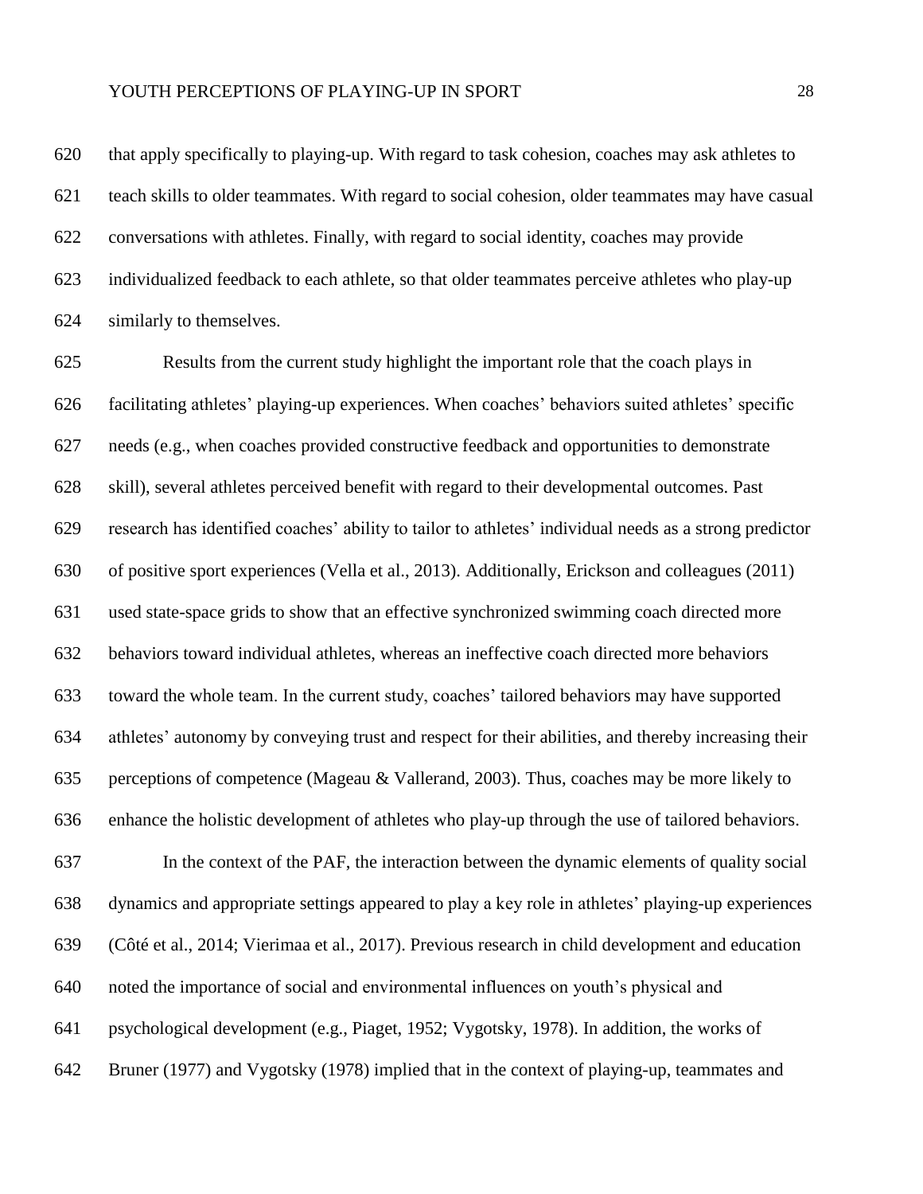that apply specifically to playing-up. With regard to task cohesion, coaches may ask athletes to teach skills to older teammates. With regard to social cohesion, older teammates may have casual conversations with athletes. Finally, with regard to social identity, coaches may provide individualized feedback to each athlete, so that older teammates perceive athletes who play-up similarly to themselves.

Results from the current study highlight the important role that the coach plays in facilitating athletes' playing-up experiences. When coaches' behaviors suited athletes' specific needs (e.g., when coaches provided constructive feedback and opportunities to demonstrate skill), several athletes perceived benefit with regard to their developmental outcomes. Past research has identified coaches' ability to tailor to athletes' individual needs as a strong predictor of positive sport experiences (Vella et al., 2013). Additionally, Erickson and colleagues (2011) used state-space grids to show that an effective synchronized swimming coach directed more behaviors toward individual athletes, whereas an ineffective coach directed more behaviors toward the whole team. In the current study, coaches' tailored behaviors may have supported athletes' autonomy by conveying trust and respect for their abilities, and thereby increasing their perceptions of competence (Mageau & Vallerand, 2003). Thus, coaches may be more likely to enhance the holistic development of athletes who play-up through the use of tailored behaviors.

In the context of the PAF, the interaction between the dynamic elements of quality social dynamics and appropriate settings appeared to play a key role in athletes' playing-up experiences (Côté et al., 2014; Vierimaa et al., 2017). Previous research in child development and education noted the importance of social and environmental influences on youth's physical and psychological development (e.g., Piaget, 1952; Vygotsky, 1978). In addition, the works of Bruner (1977) and Vygotsky (1978) implied that in the context of playing-up, teammates and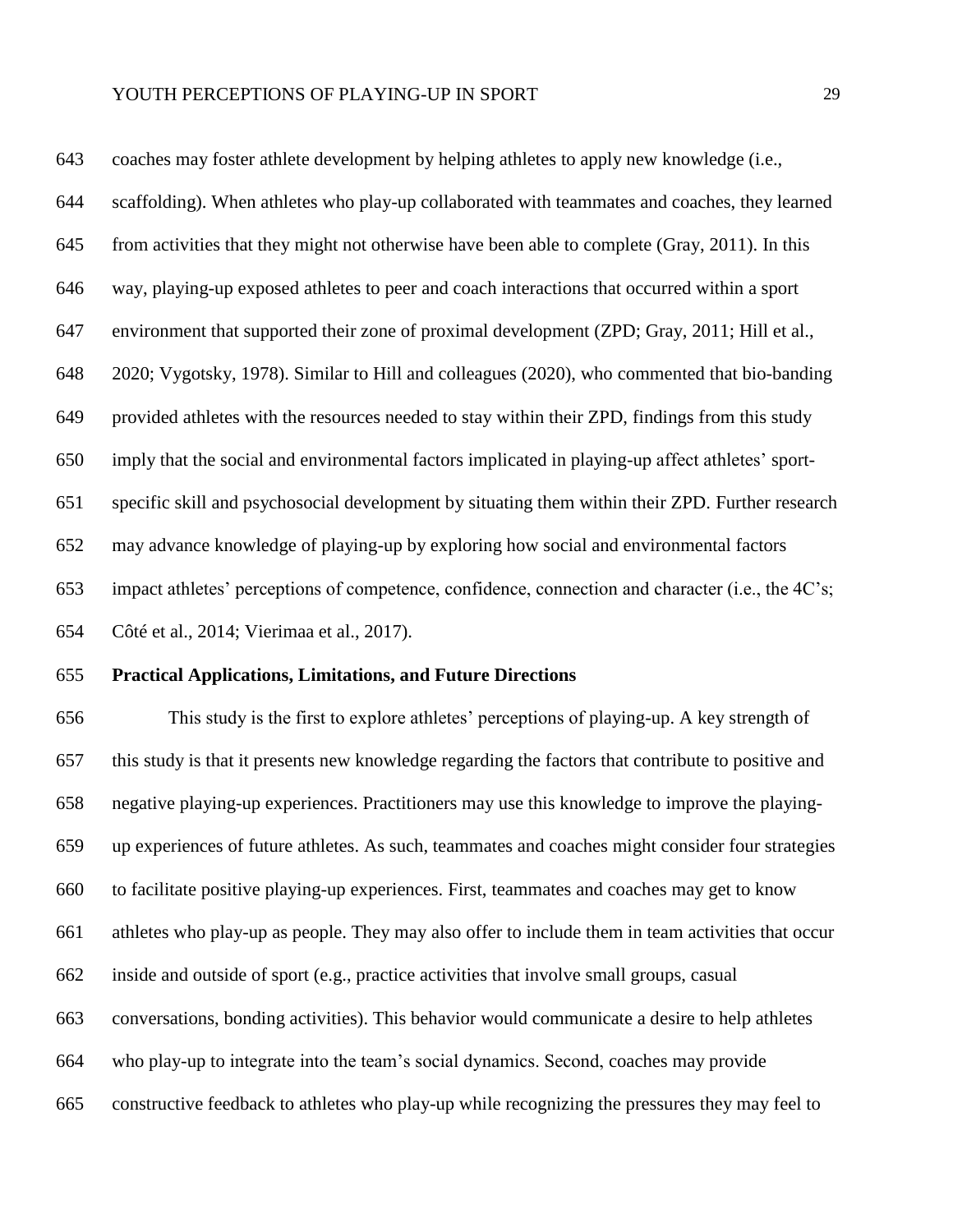coaches may foster athlete development by helping athletes to apply new knowledge (i.e., scaffolding). When athletes who play-up collaborated with teammates and coaches, they learned from activities that they might not otherwise have been able to complete (Gray, 2011). In this way, playing-up exposed athletes to peer and coach interactions that occurred within a sport environment that supported their zone of proximal development (ZPD; Gray, 2011; Hill et al., 2020; Vygotsky, 1978). Similar to Hill and colleagues (2020), who commented that bio-banding provided athletes with the resources needed to stay within their ZPD, findings from this study imply that the social and environmental factors implicated in playing-up affect athletes' sport-specific skill and psychosocial development by situating them within their ZPD. Further research may advance knowledge of playing-up by exploring how social and environmental factors impact athletes' perceptions of competence, confidence, connection and character (i.e., the 4C's; Côté et al., 2014; Vierimaa et al., 2017).

**Practical Applications, Limitations, and Future Directions**

This study is the first to explore athletes' perceptions of playing-up. A key strength of this study is that it presents new knowledge regarding the factors that contribute to positive and negative playing-up experiences. Practitioners may use this knowledge to improve the playing-up experiences of future athletes. As such, teammates and coaches might consider four strategies to facilitate positive playing-up experiences. First, teammates and coaches may get to know athletes who play-up as people. They may also offer to include them in team activities that occur inside and outside of sport (e.g., practice activities that involve small groups, casual conversations, bonding activities). This behavior would communicate a desire to help athletes who play-up to integrate into the team's social dynamics. Second, coaches may provide constructive feedback to athletes who play-up while recognizing the pressures they may feel to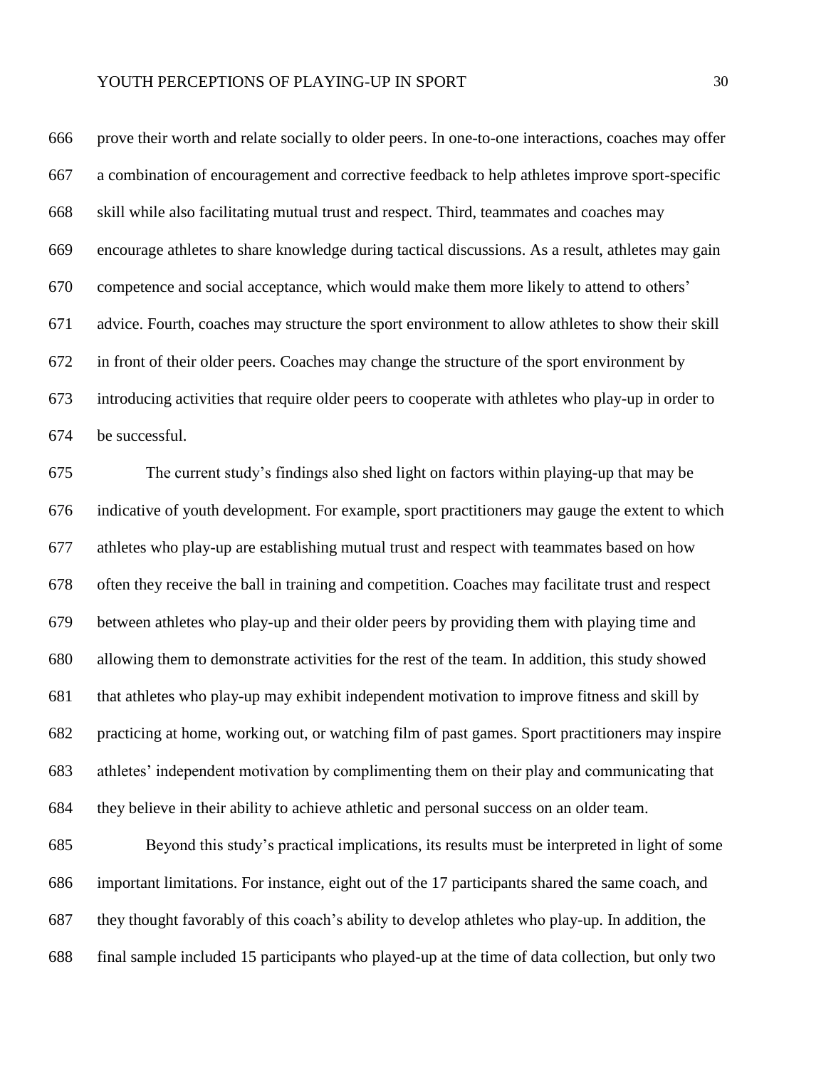prove their worth and relate socially to older peers. In one-to-one interactions, coaches may offer a combination of encouragement and corrective feedback to help athletes improve sport-specific skill while also facilitating mutual trust and respect. Third, teammates and coaches may encourage athletes to share knowledge during tactical discussions. As a result, athletes may gain competence and social acceptance, which would make them more likely to attend to others' advice. Fourth, coaches may structure the sport environment to allow athletes to show their skill in front of their older peers. Coaches may change the structure of the sport environment by introducing activities that require older peers to cooperate with athletes who play-up in order to be successful.

The current study's findings also shed light on factors within playing-up that may be indicative of youth development. For example, sport practitioners may gauge the extent to which athletes who play-up are establishing mutual trust and respect with teammates based on how often they receive the ball in training and competition. Coaches may facilitate trust and respect between athletes who play-up and their older peers by providing them with playing time and allowing them to demonstrate activities for the rest of the team. In addition, this study showed that athletes who play-up may exhibit independent motivation to improve fitness and skill by practicing at home, working out, or watching film of past games. Sport practitioners may inspire athletes' independent motivation by complimenting them on their play and communicating that they believe in their ability to achieve athletic and personal success on an older team.

Beyond this study's practical implications, its results must be interpreted in light of some important limitations. For instance, eight out of the 17 participants shared the same coach, and they thought favorably of this coach's ability to develop athletes who play-up. In addition, the final sample included 15 participants who played-up at the time of data collection, but only two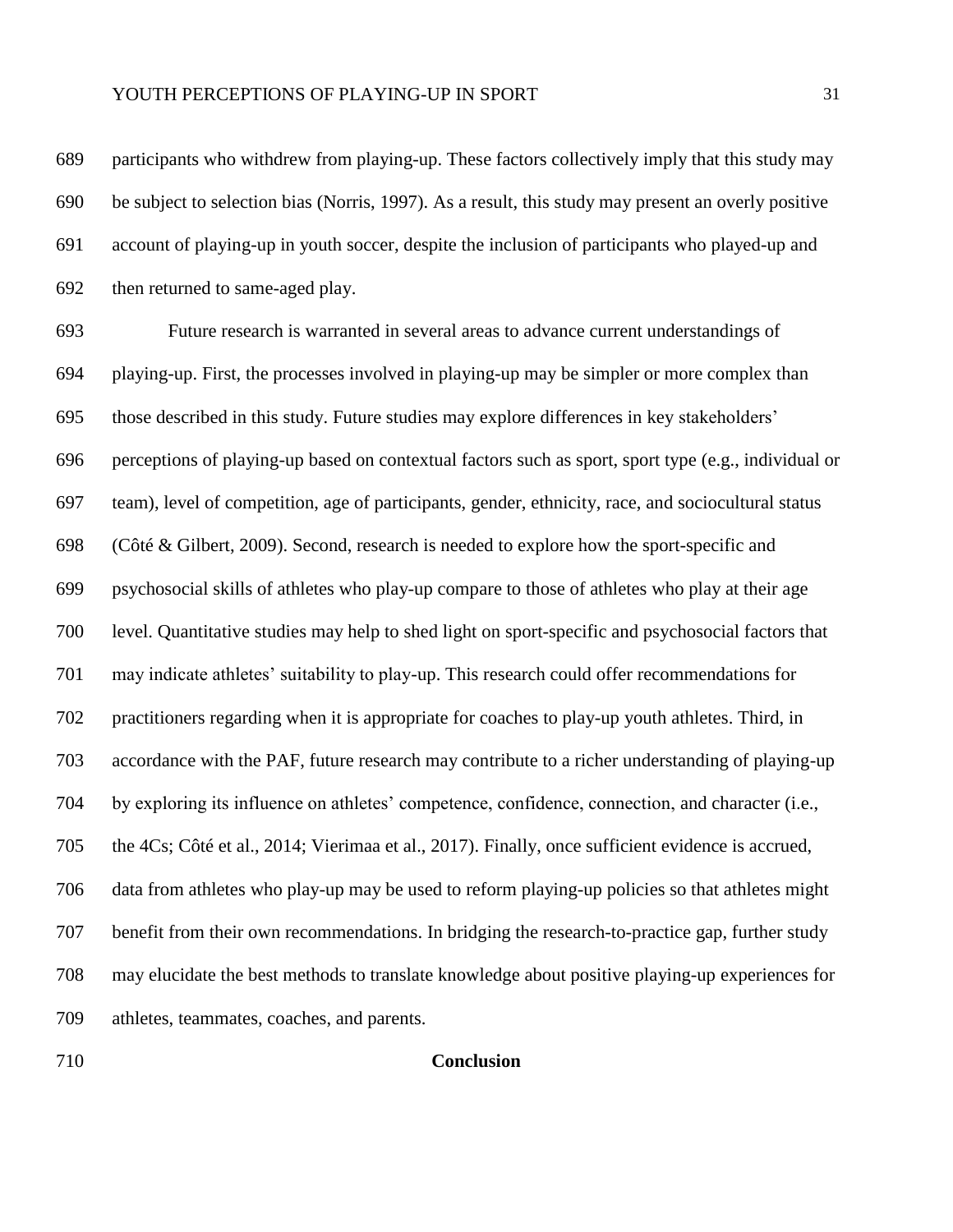participants who withdrew from playing-up. These factors collectively imply that this study may be subject to selection bias (Norris, 1997). As a result, this study may present an overly positive account of playing-up in youth soccer, despite the inclusion of participants who played-up and then returned to same-aged play.

Future research is warranted in several areas to advance current understandings of playing-up. First, the processes involved in playing-up may be simpler or more complex than those described in this study. Future studies may explore differences in key stakeholders' perceptions of playing-up based on contextual factors such as sport, sport type (e.g., individual or team), level of competition, age of participants, gender, ethnicity, race, and sociocultural status (Côté & Gilbert, 2009). Second, research is needed to explore how the sport-specific and psychosocial skills of athletes who play-up compare to those of athletes who play at their age level. Quantitative studies may help to shed light on sport-specific and psychosocial factors that may indicate athletes' suitability to play-up. This research could offer recommendations for practitioners regarding when it is appropriate for coaches to play-up youth athletes. Third, in accordance with the PAF, future research may contribute to a richer understanding of playing-up by exploring its influence on athletes' competence, confidence, connection, and character (i.e., the 4Cs; Côté et al., 2014; Vierimaa et al., 2017). Finally, once sufficient evidence is accrued, data from athletes who play-up may be used to reform playing-up policies so that athletes might benefit from their own recommendations. In bridging the research-to-practice gap, further study may elucidate the best methods to translate knowledge about positive playing-up experiences for athletes, teammates, coaches, and parents.

## Conclusion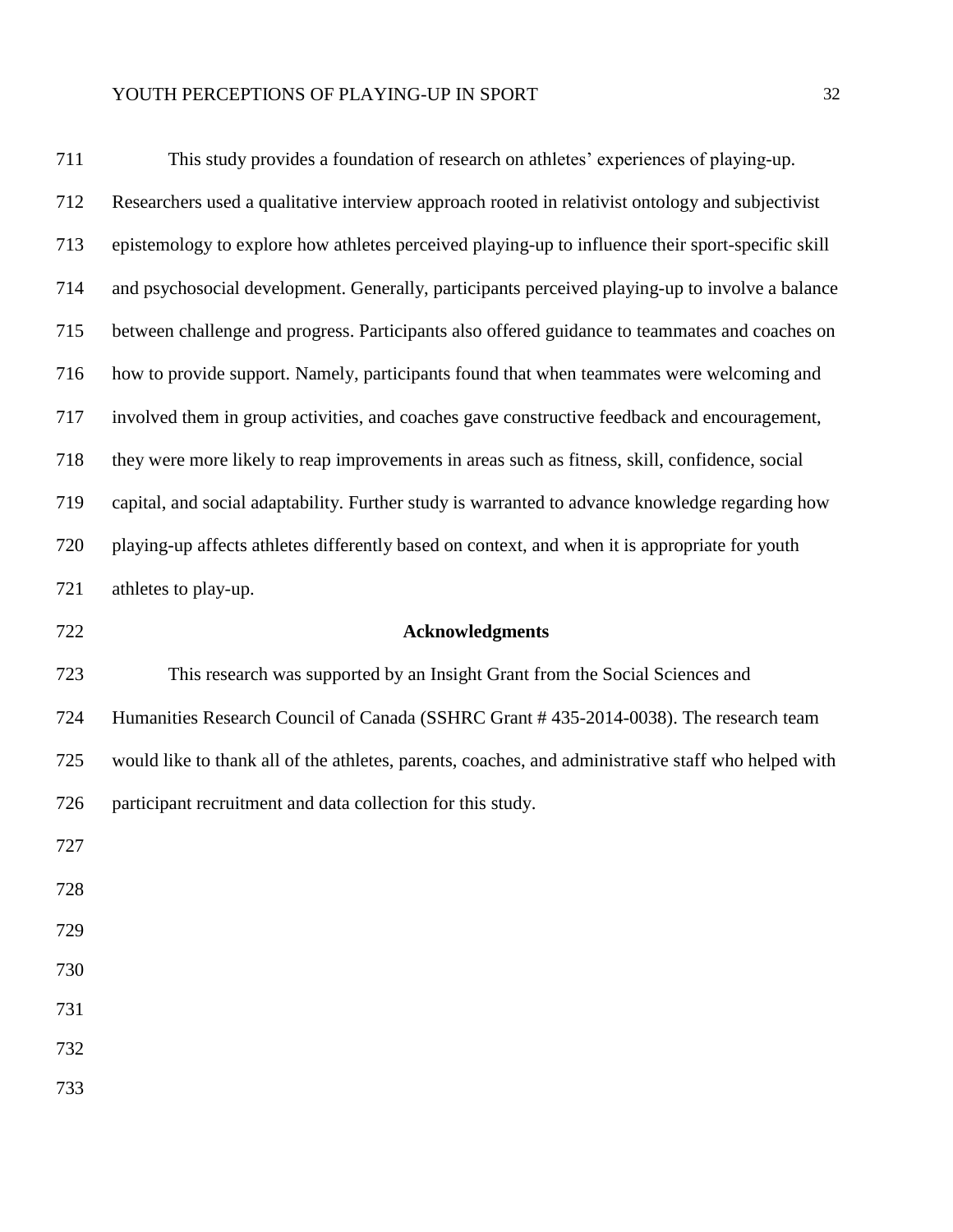This study provides a foundation of research on athletes' experiences of playing-up. Researchers used a qualitative interview approach rooted in relativist ontology and subjectivist epistemology to explore how athletes perceived playing-up to influence their sport-specific skill and psychosocial development. Generally, participants perceived playing-up to involve a balance between challenge and progress. Participants also offered guidance to teammates and coaches on how to provide support. Namely, participants found that when teammates were welcoming and involved them in group activities, and coaches gave constructive feedback and encouragement, they were more likely to reap improvements in areas such as fitness, skill, confidence, social capital, and social adaptability. Further study is warranted to advance knowledge regarding how playing-up affects athletes differently based on context, and when it is appropriate for youth athletes to play-up.

## Acknowledgments

This research was supported by an Insight Grant from the Social Sciences and Humanities Research Council of Canada (SSHRC Grant # 435-2014-0038). The research team would like to thank all of the athletes, parents, coaches, and administrative staff who helped with participant recruitment and data collection for this study.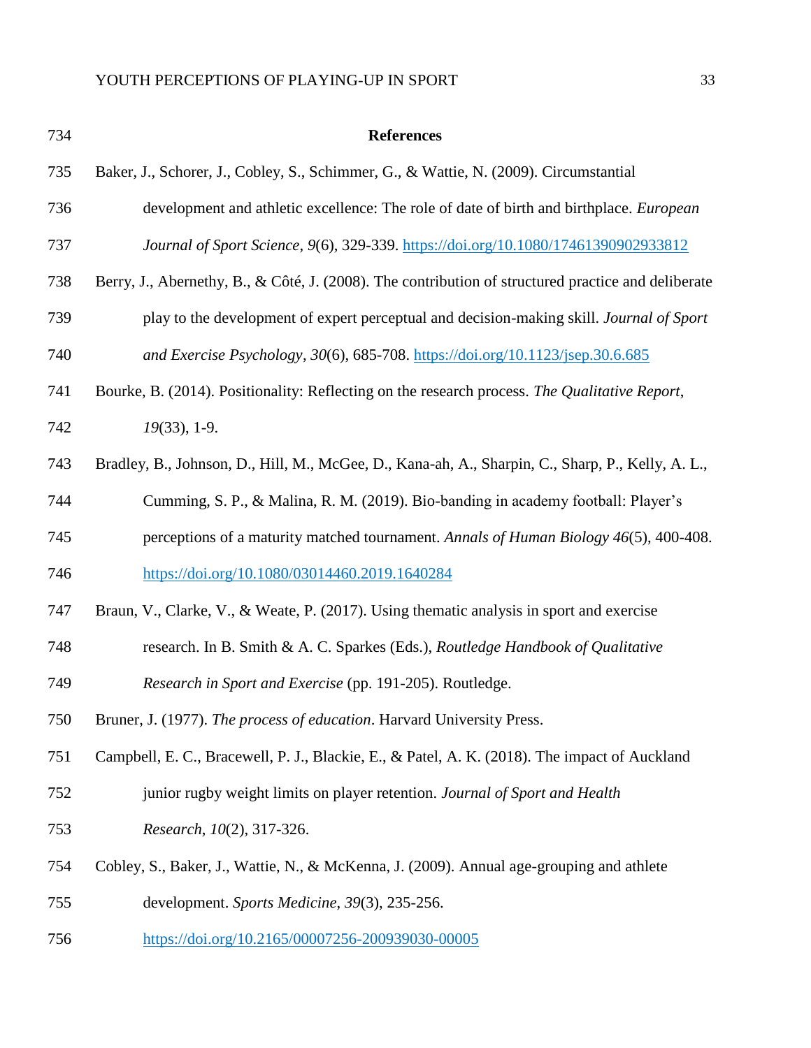## References

Baker, J., Schorer, J., Cobley, S., Schimmer, G., & Wattie, N. (2009). Circumstantial development and athletic excellence: The role of date of birth and birthplace. *European Journal of Sport Science*, *9*(6), 329-339. https://doi.org/10.1080/17461390902933812

Berry, J., Abernethy, B., & Côté, J. (2008). The contribution of structured practice and deliberate play to the development of expert perceptual and decision-making skill. *Journal of Sport and Exercise Psychology*, *30*(6), 685-708. https://doi.org/10.1123/jsep.30.6.685

Bourke, B. (2014). Positionality: Reflecting on the research process. *The Qualitative Report*, *19*(33), 1-9.

Bradley, B., Johnson, D., Hill, M., McGee, D., Kana-ah, A., Sharpin, C., Sharp, P., Kelly, A. L., Cumming, S. P., & Malina, R. M. (2019). Bio-banding in academy football: Player's perceptions of a maturity matched tournament. *Annals of Human Biology 46*(5), 400-408. https://doi.org/10.1080/03014460.2019.1640284

Braun, V., Clarke, V., & Weate, P. (2017). Using thematic analysis in sport and exercise research. In B. Smith & A. C. Sparkes (Eds.), *Routledge Handbook of Qualitative Research in Sport and Exercise* (pp. 191-205). Routledge.

Bruner, J. (1977). *The process of education*. Harvard University Press.

Campbell, E. C., Bracewell, P. J., Blackie, E., & Patel, A. K. (2018). The impact of Auckland junior rugby weight limits on player retention. *Journal of Sport and Health Research*, *10*(2), 317-326.

Cobley, S., Baker, J., Wattie, N., & McKenna, J. (2009). Annual age-grouping and athlete development. *Sports Medicine*, *39*(3), 235-256. https://doi.org/10.2165/00007256-200939030-00005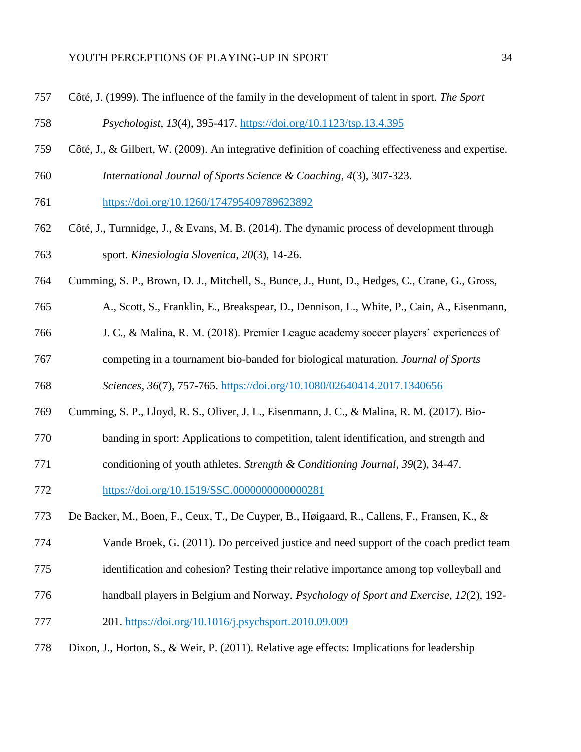Côté, J. (1999). The influence of the family in the development of talent in sport. *The Sport Psychologist*, *13*(4), 395-417. https://doi.org/10.1123/tsp.13.4.395

Côté, J., & Gilbert, W. (2009). An integrative definition of coaching effectiveness and expertise. *International Journal of Sports Science & Coaching*, *4*(3), 307-323. https://doi.org/10.1260/174795409789623892

Côté, J., Turnnidge, J., & Evans, M. B. (2014). The dynamic process of development through sport. *Kinesiologia Slovenica*, *20*(3), 14-26.

Cumming, S. P., Brown, D. J., Mitchell, S., Bunce, J., Hunt, D., Hedges, C., Crane, G., Gross, A., Scott, S., Franklin, E., Breakspear, D., Dennison, L., White, P., Cain, A., Eisenmann, J. C., & Malina, R. M. (2018). Premier League academy soccer players' experiences of competing in a tournament bio-banded for biological maturation. *Journal of Sports Sciences*, *36*(7), 757-765. https://doi.org/10.1080/02640414.2017.1340656

Cumming, S. P., Lloyd, R. S., Oliver, J. L., Eisenmann, J. C., & Malina, R. M. (2017). Bio-banding in sport: Applications to competition, talent identification, and strength and conditioning of youth athletes. *Strength & Conditioning Journal*, *39*(2), 34-47. https://doi.org/10.1519/SSC.0000000000000281

De Backer, M., Boen, F., Ceux, T., De Cuyper, B., Høigaard, R., Callens, F., Fransen, K., & Vande Broek, G. (2011). Do perceived justice and need support of the coach predict team identification and cohesion? Testing their relative importance among top volleyball and handball players in Belgium and Norway. *Psychology of Sport and Exercise*, *12*(2), 192-201. https://doi.org/10.1016/j.psychsport.2010.09.009

Dixon, J., Horton, S., & Weir, P. (2011). Relative age effects: Implications for leadership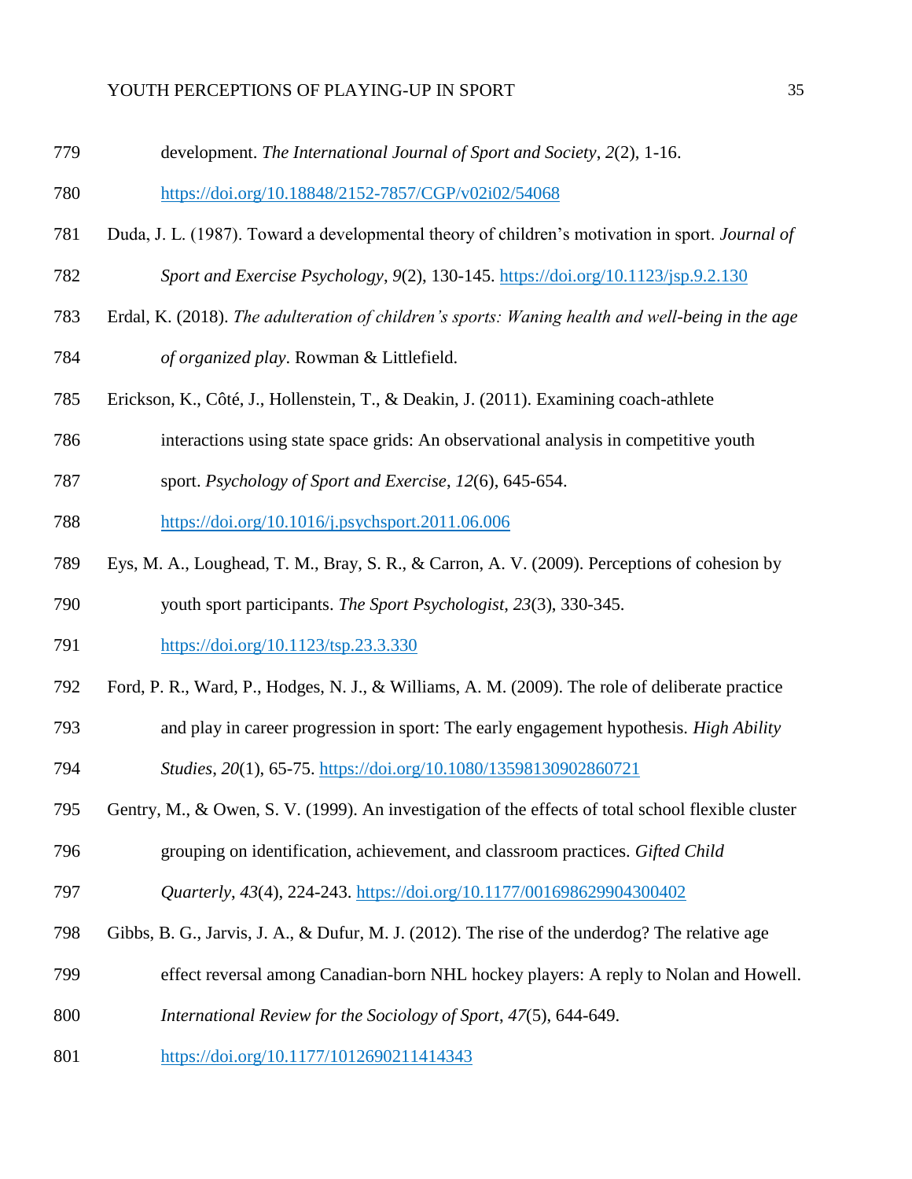development. *The International Journal of Sport and Society*, *2*(2), 1-16. https://doi.org/10.18848/2152-7857/CGP/v02i02/54068

Duda, J. L. (1987). Toward a developmental theory of children's motivation in sport. *Journal of Sport and Exercise Psychology*, *9*(2), 130-145. https://doi.org/10.1123/jsp.9.2.130

Erdal, K. (2018). *The adulteration of children's sports: Waning health and well-being in the age of organized play*. Rowman & Littlefield.

Erickson, K., Côté, J., Hollenstein, T., & Deakin, J. (2011). Examining coach-athlete interactions using state space grids: An observational analysis in competitive youth sport. *Psychology of Sport and Exercise*, *12*(6), 645-654. https://doi.org/10.1016/j.psychsport.2011.06.006

Eys, M. A., Loughead, T. M., Bray, S. R., & Carron, A. V. (2009). Perceptions of cohesion by youth sport participants. *The Sport Psychologist*, *23*(3), 330-345. https://doi.org/10.1123/tsp.23.3.330

Ford, P. R., Ward, P., Hodges, N. J., & Williams, A. M. (2009). The role of deliberate practice and play in career progression in sport: The early engagement hypothesis. *High Ability Studies*, *20*(1), 65-75. https://doi.org/10.1080/13598130902860721

Gentry, M., & Owen, S. V. (1999). An investigation of the effects of total school flexible cluster grouping on identification, achievement, and classroom practices. *Gifted Child Quarterly*, *43*(4), 224-243. https://doi.org/10.1177/001698629904300402

Gibbs, B. G., Jarvis, J. A., & Dufur, M. J. (2012). The rise of the underdog? The relative age effect reversal among Canadian-born NHL hockey players: A reply to Nolan and Howell. *International Review for the Sociology of Sport*, *47*(5), 644-649. https://doi.org/10.1177/1012690211414343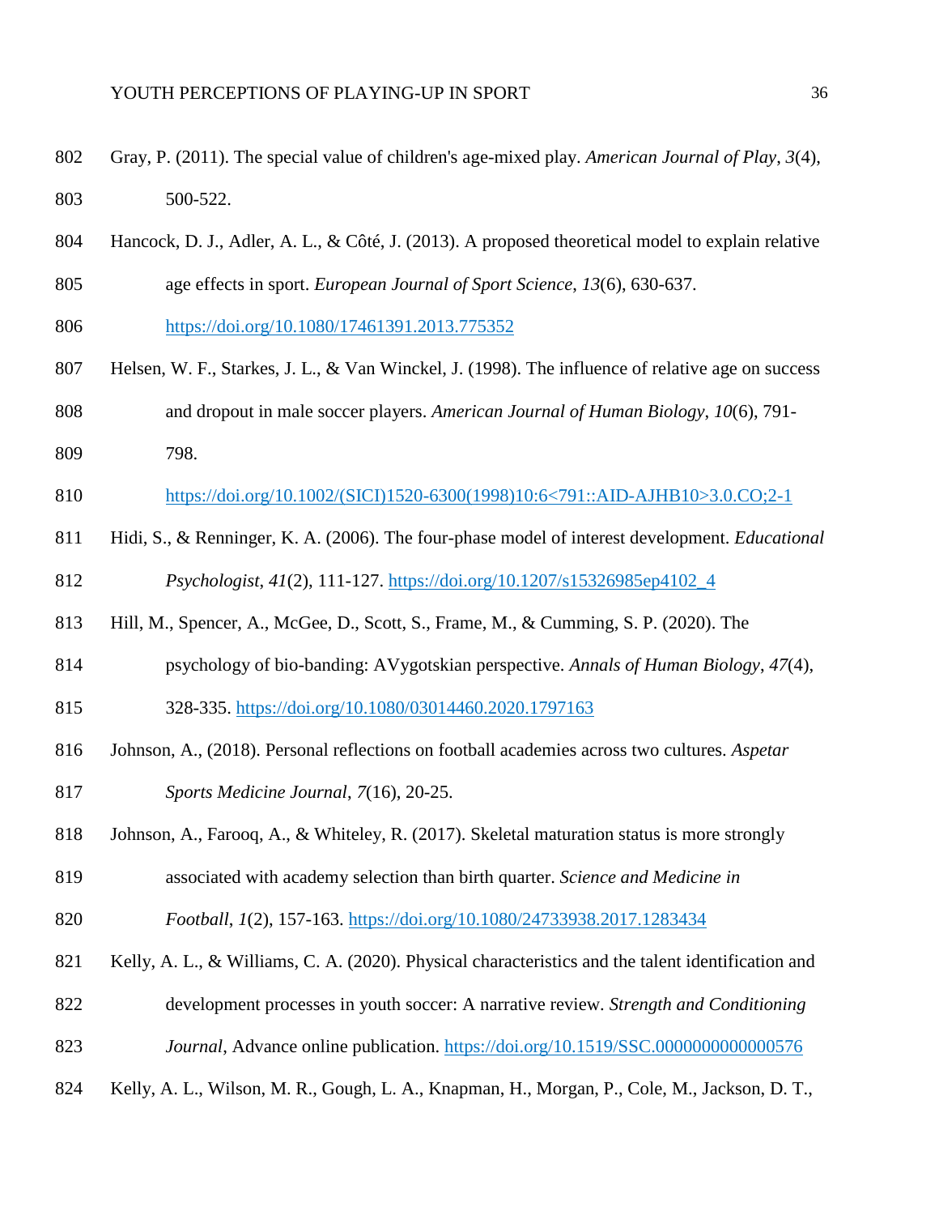Gray, P. (2011). The special value of children's age-mixed play. *American Journal of Play*, *3*(4), 500-522.

Hancock, D. J., Adler, A. L., & Côté, J. (2013). A proposed theoretical model to explain relative age effects in sport. *European Journal of Sport Science*, *13*(6), 630-637. https://doi.org/10.1080/17461391.2013.775352

Helsen, W. F., Starkes, J. L., & Van Winckel, J. (1998). The influence of relative age on success and dropout in male soccer players. *American Journal of Human Biology*, *10*(6), 791-798. https://doi.org/10.1002/(SICI)1520-6300(1998)10:6<791::AID-AJHB10>3.0.CO;2-1

Hidi, S., & Renninger, K. A. (2006). The four-phase model of interest development. *Educational Psychologist*, *41*(2), 111-127. https://doi.org/10.1207/s15326985ep4102_4

Hill, M., Spencer, A., McGee, D., Scott, S., Frame, M., & Cumming, S. P. (2020). The psychology of bio-banding: AVygotskian perspective. *Annals of Human Biology*, *47*(4), 328-335. https://doi.org/10.1080/03014460.2020.1797163

Johnson, A., (2018). Personal reflections on football academies across two cultures. *Aspetar Sports Medicine Journal*, *7*(16), 20-25.

Johnson, A., Farooq, A., & Whiteley, R. (2017). Skeletal maturation status is more strongly associated with academy selection than birth quarter. *Science and Medicine in Football*, *1*(2), 157-163. https://doi.org/10.1080/24733938.2017.1283434

Kelly, A. L., & Williams, C. A. (2020). Physical characteristics and the talent identification and development processes in youth soccer: A narrative review. *Strength and Conditioning Journal*, Advance online publication. https://doi.org/10.1519/SSC.0000000000000576

Kelly, A. L., Wilson, M. R., Gough, L. A., Knapman, H., Morgan, P., Cole, M., Jackson, D. T.,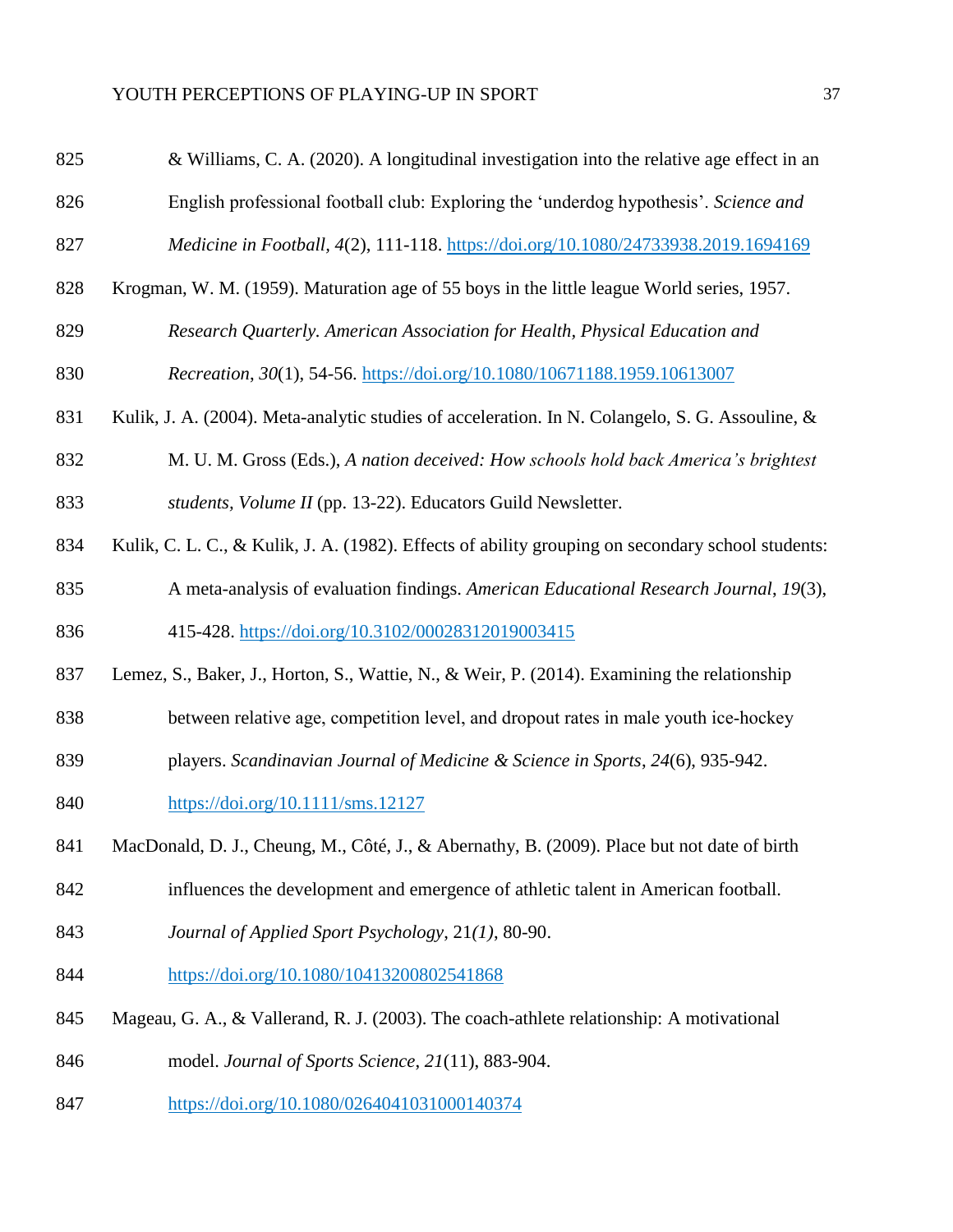& Williams, C. A. (2020). A longitudinal investigation into the relative age effect in an English professional football club: Exploring the 'underdog hypothesis'. *Science and Medicine in Football*, *4*(2), 111-118. https://doi.org/10.1080/24733938.2019.1694169

Krogman, W. M. (1959). Maturation age of 55 boys in the little league World series, 1957. *Research Quarterly. American Association for Health, Physical Education and Recreation*, *30*(1), 54-56. https://doi.org/10.1080/10671188.1959.10613007

Kulik, J. A. (2004). Meta-analytic studies of acceleration. In N. Colangelo, S. G. Assouline, & M. U. M. Gross (Eds.), *A nation deceived: How schools hold back America's brightest students, Volume II* (pp. 13-22). Educators Guild Newsletter.

Kulik, C. L. C., & Kulik, J. A. (1982). Effects of ability grouping on secondary school students: A meta-analysis of evaluation findings. *American Educational Research Journal*, *19*(3), 415-428. https://doi.org/10.3102/00028312019003415

Lemez, S., Baker, J., Horton, S., Wattie, N., & Weir, P. (2014). Examining the relationship between relative age, competition level, and dropout rates in male youth ice-hockey players. *Scandinavian Journal of Medicine & Science in Sports*, *24*(6), 935-942. https://doi.org/10.1111/sms.12127

MacDonald, D. J., Cheung, M., Côté, J., & Abernathy, B. (2009). Place but not date of birth influences the development and emergence of athletic talent in American football. *Journal of Applied Sport Psychology*, 21*(1)*, 80-90. https://doi.org/10.1080/10413200802541868

Mageau, G. A., & Vallerand, R. J. (2003). The coach-athlete relationship: A motivational model. *Journal of Sports Science*, *21*(11), 883-904. https://doi.org/10.1080/0264041031000140374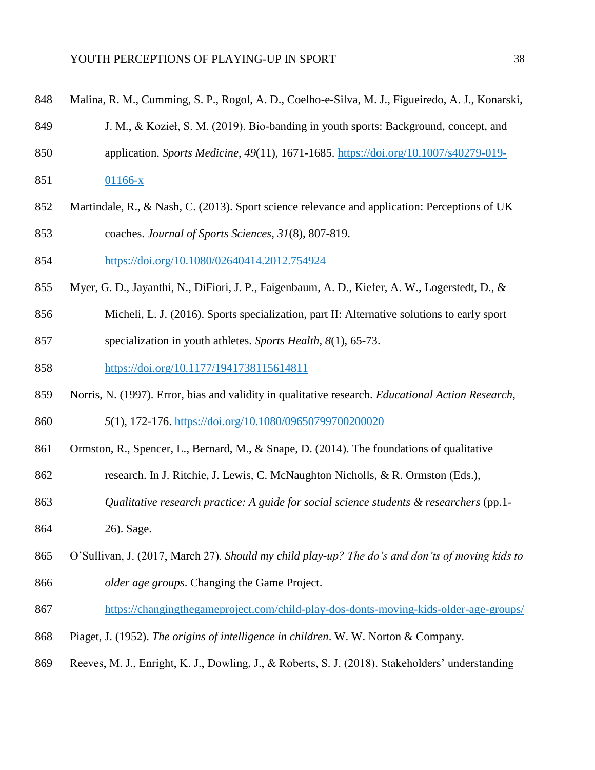Malina, R. M., Cumming, S. P., Rogol, A. D., Coelho-e-Silva, M. J., Figueiredo, A. J., Konarski, J. M., & Kozieł, S. M. (2019). Bio-banding in youth sports: Background, concept, and application. *Sports Medicine*, *49*(11), 1671-1685. https://doi.org/10.1007/s40279-019-01166-x

Martindale, R., & Nash, C. (2013). Sport science relevance and application: Perceptions of UK coaches. *Journal of Sports Sciences*, *31*(8), 807-819. https://doi.org/10.1080/02640414.2012.754924

Myer, G. D., Jayanthi, N., DiFiori, J. P., Faigenbaum, A. D., Kiefer, A. W., Logerstedt, D., & Micheli, L. J. (2016). Sports specialization, part II: Alternative solutions to early sport specialization in youth athletes. *Sports Health*, *8*(1), 65-73. https://doi.org/10.1177/1941738115614811

Norris, N. (1997). Error, bias and validity in qualitative research. *Educational Action Research*, *5*(1), 172-176. https://doi.org/10.1080/09650799700200020

Ormston, R., Spencer, L., Bernard, M., & Snape, D. (2014). The foundations of qualitative research. In J. Ritchie, J. Lewis, C. McNaughton Nicholls, & R. Ormston (Eds.), *Qualitative research practice: A guide for social science students & researchers* (pp.1-26). Sage.

O'Sullivan, J. (2017, March 27). *Should my child play-up? The do's and don'ts of moving kids to older age groups*. Changing the Game Project. https://changingthegameproject.com/child-play-dos-donts-moving-kids-older-age-groups/

Piaget, J. (1952). *The origins of intelligence in children*. W. W. Norton & Company.

Reeves, M. J., Enright, K. J., Dowling, J., & Roberts, S. J. (2018). Stakeholders' understanding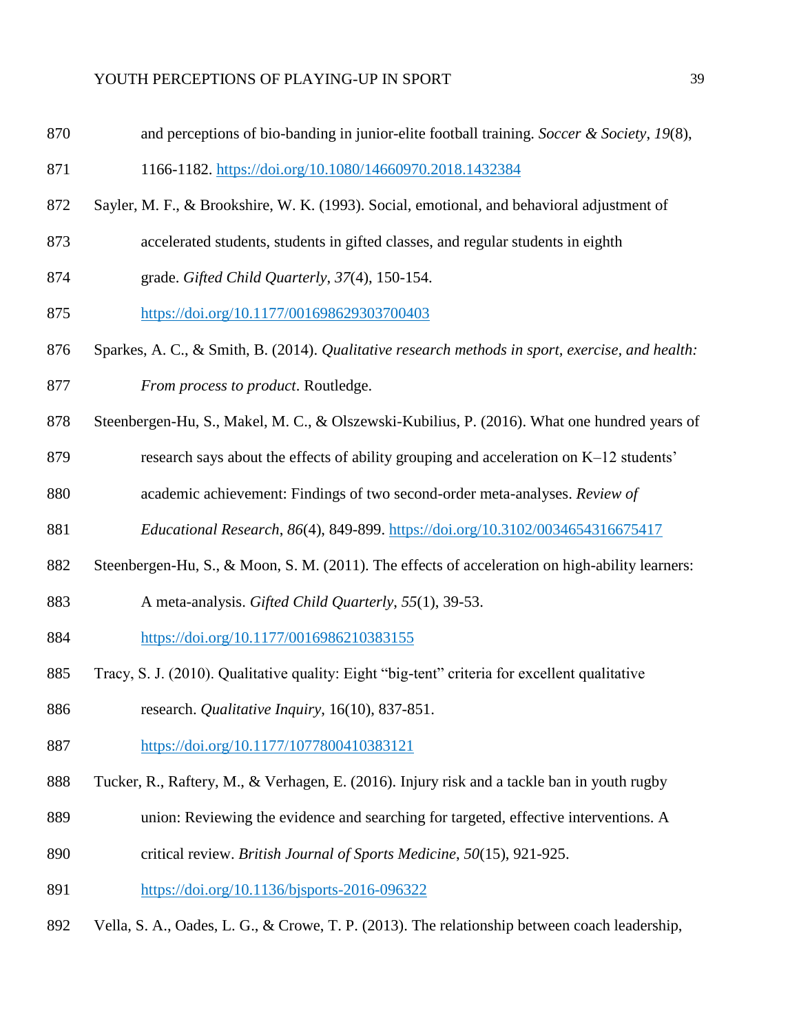and perceptions of bio-banding in junior-elite football training. *Soccer & Society*, *19*(8), 1166-1182. https://doi.org/10.1080/14660970.2018.1432384

Sayler, M. F., & Brookshire, W. K. (1993). Social, emotional, and behavioral adjustment of accelerated students, students in gifted classes, and regular students in eighth grade. *Gifted Child Quarterly*, *37*(4), 150-154. https://doi.org/10.1177/001698629303700403

Sparkes, A. C., & Smith, B. (2014). *Qualitative research methods in sport, exercise, and health: From process to product*. Routledge.

Steenbergen-Hu, S., Makel, M. C., & Olszewski-Kubilius, P. (2016). What one hundred years of research says about the effects of ability grouping and acceleration on K–12 students' academic achievement: Findings of two second-order meta-analyses. *Review of Educational Research*, *86*(4), 849-899. https://doi.org/10.3102/0034654316675417

Steenbergen-Hu, S., & Moon, S. M. (2011). The effects of acceleration on high-ability learners: A meta-analysis. *Gifted Child Quarterly*, *55*(1), 39-53. https://doi.org/10.1177/0016986210383155

Tracy, S. J. (2010). Qualitative quality: Eight "big-tent" criteria for excellent qualitative research. *Qualitative Inquiry*, 16(10), 837-851. https://doi.org/10.1177/1077800410383121

Tucker, R., Raftery, M., & Verhagen, E. (2016). Injury risk and a tackle ban in youth rugby union: Reviewing the evidence and searching for targeted, effective interventions. A critical review. *British Journal of Sports Medicine*, *50*(15), 921-925. https://doi.org/10.1136/bjsports-2016-096322

Vella, S. A., Oades, L. G., & Crowe, T. P. (2013). The relationship between coach leadership,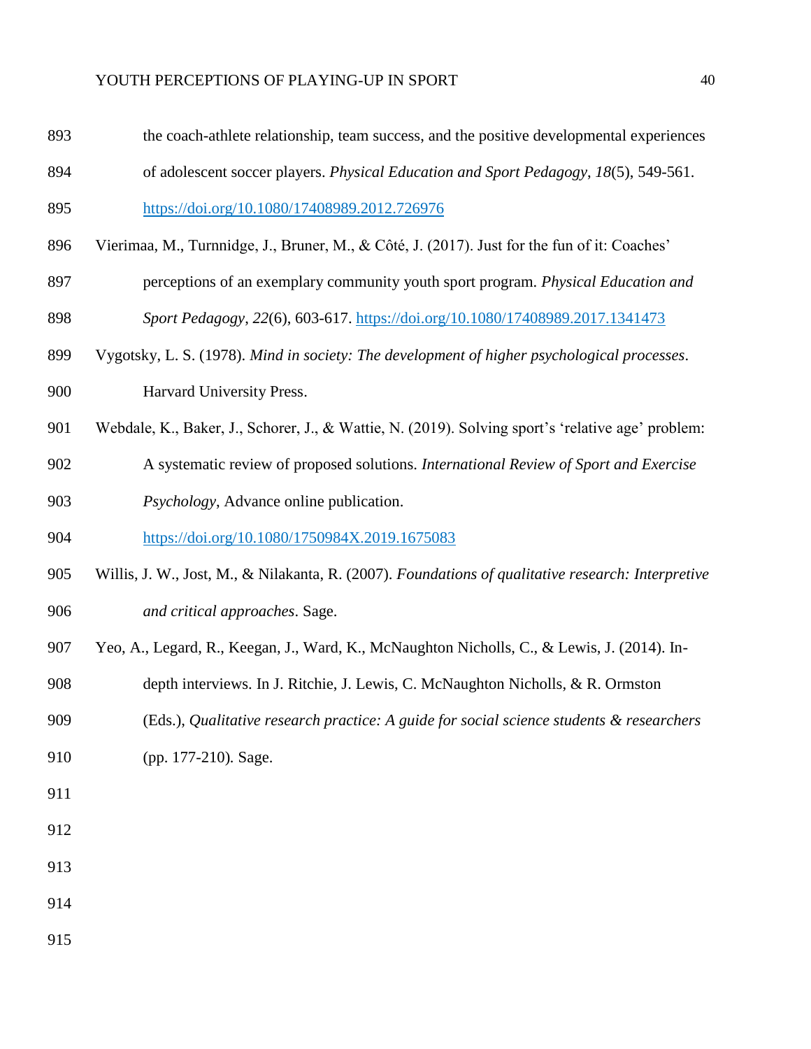the coach-athlete relationship, team success, and the positive developmental experiences of adolescent soccer players. *Physical Education and Sport Pedagogy*, *18*(5), 549-561. https://doi.org/10.1080/17408989.2012.726976

Vierimaa, M., Turnnidge, J., Bruner, M., & Côté, J. (2017). Just for the fun of it: Coaches' perceptions of an exemplary community youth sport program. *Physical Education and Sport Pedagogy*, *22*(6), 603-617. https://doi.org/10.1080/17408989.2017.1341473

Vygotsky, L. S. (1978). *Mind in society: The development of higher psychological processes*. Harvard University Press.

Webdale, K., Baker, J., Schorer, J., & Wattie, N. (2019). Solving sport's 'relative age' problem: A systematic review of proposed solutions. *International Review of Sport and Exercise Psychology*, Advance online publication. https://doi.org/10.1080/1750984X.2019.1675083

Willis, J. W., Jost, M., & Nilakanta, R. (2007). *Foundations of qualitative research: Interpretive and critical approaches*. Sage.

Yeo, A., Legard, R., Keegan, J., Ward, K., McNaughton Nicholls, C., & Lewis, J. (2014). In-depth interviews. In J. Ritchie, J. Lewis, C. McNaughton Nicholls, & R. Ormston (Eds.), *Qualitative research practice: A guide for social science students & researchers* (pp. 177-210). Sage.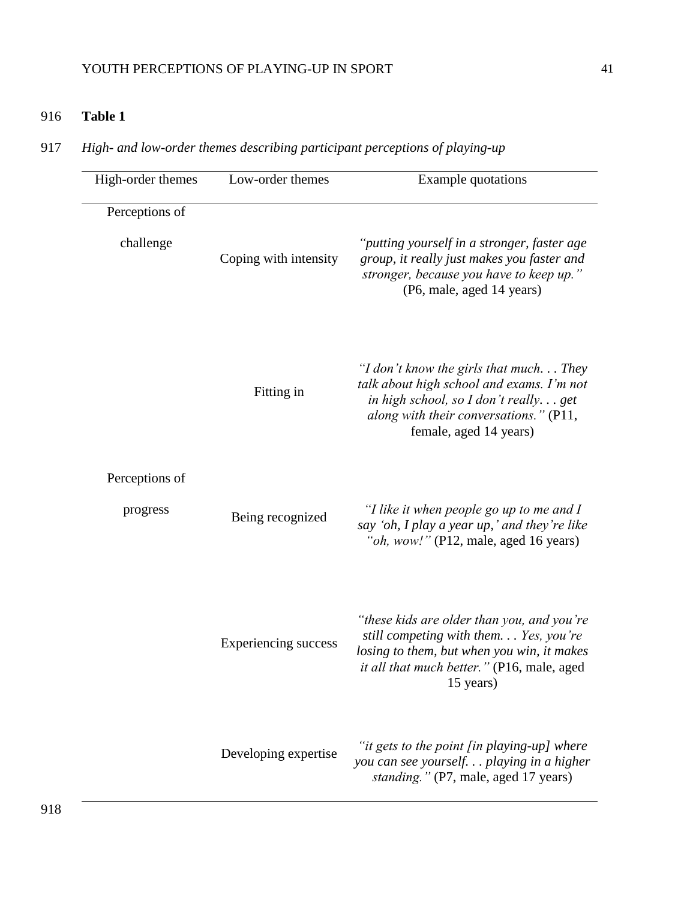**Table 1**

*High- and low-order themes describing participant perceptions of playing-up*

| High-order themes | Low-order themes | Example quotations |
|---|---|---|
| Perceptions of challenge | Coping with intensity | *"putting yourself in a stronger, faster age group, it really just makes you faster and stronger, because you have to keep up."* (P6, male, aged 14 years) |
| | Fitting in | *"I don't know the girls that much. . . They talk about high school and exams. I'm not in high school, so I don't really. . . get along with their conversations."* (P11, female, aged 14 years) |
| Perceptions of progress | Being recognized | *"I like it when people go up to me and I say 'oh, I play a year up,' and they're like "oh, wow!"* (P12, male, aged 16 years) |
| | Experiencing success | *"these kids are older than you, and you're still competing with them. . . Yes, you're losing to them, but when you win, it makes it all that much better."* (P16, male, aged 15 years) |
| | Developing expertise | *"it gets to the point [in playing-up] where you can see yourself. . . playing in a higher standing."* (P7, male, aged 17 years) |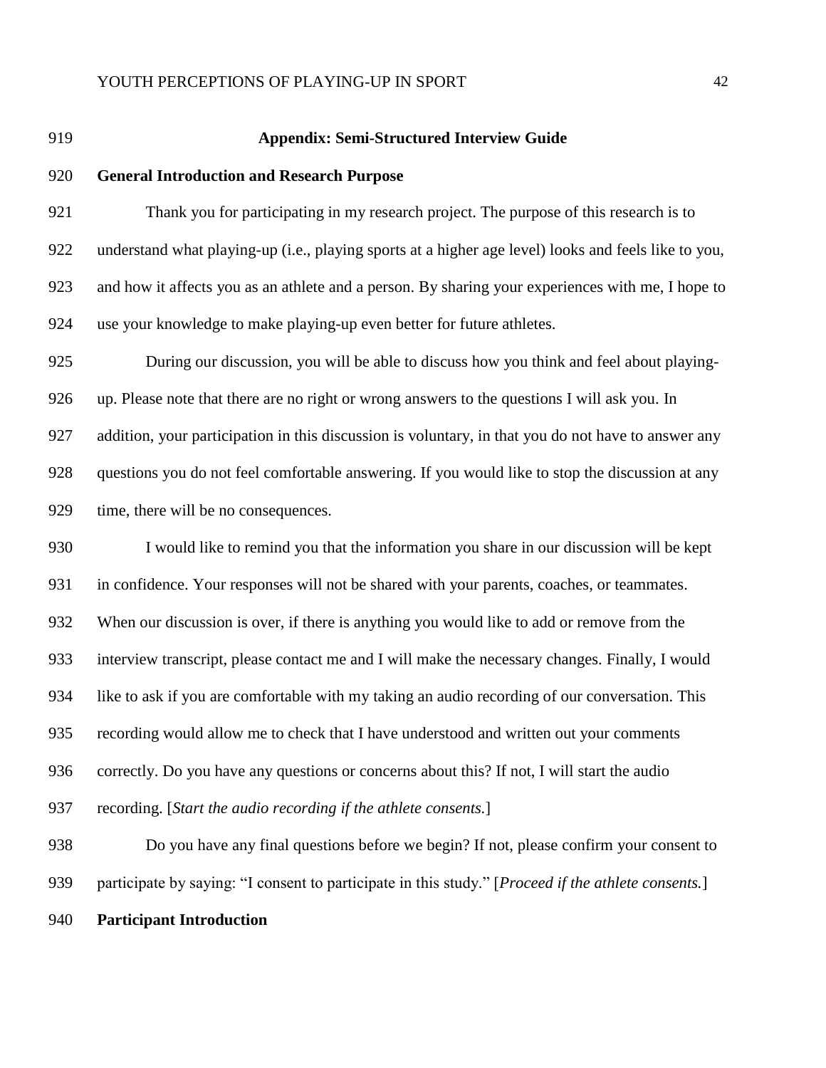## Appendix: Semi-Structured Interview Guide

### General Introduction and Research Purpose

Thank you for participating in my research project. The purpose of this research is to understand what playing-up (i.e., playing sports at a higher age level) looks and feels like to you, and how it affects you as an athlete and a person. By sharing your experiences with me, I hope to use your knowledge to make playing-up even better for future athletes.

During our discussion, you will be able to discuss how you think and feel about playing-up. Please note that there are no right or wrong answers to the questions I will ask you. In addition, your participation in this discussion is voluntary, in that you do not have to answer any questions you do not feel comfortable answering. If you would like to stop the discussion at any time, there will be no consequences.

I would like to remind you that the information you share in our discussion will be kept in confidence. Your responses will not be shared with your parents, coaches, or teammates. When our discussion is over, if there is anything you would like to add or remove from the interview transcript, please contact me and I will make the necessary changes. Finally, I would like to ask if you are comfortable with my taking an audio recording of our conversation. This recording would allow me to check that I have understood and written out your comments correctly. Do you have any questions or concerns about this? If not, I will start the audio recording. [*Start the audio recording if the athlete consents.*]

Do you have any final questions before we begin? If not, please confirm your consent to participate by saying: "I consent to participate in this study." [*Proceed if the athlete consents.*]

### Participant Introduction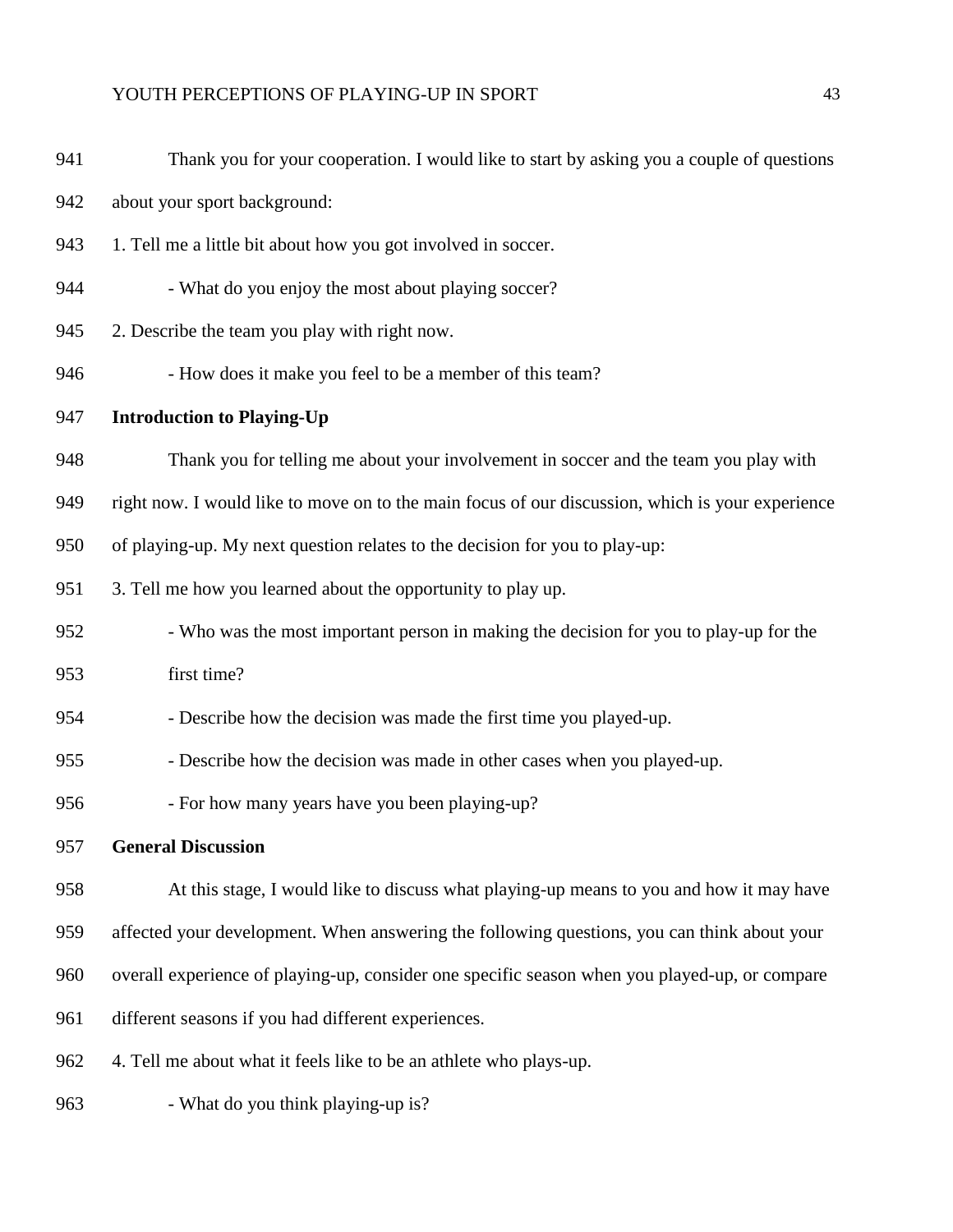Thank you for your cooperation. I would like to start by asking you a couple of questions about your sport background:

1. Tell me a little bit about how you got involved in soccer.
   - What do you enjoy the most about playing soccer?
2. Describe the team you play with right now.
   - How does it make you feel to be a member of this team?

**Introduction to Playing-Up**

Thank you for telling me about your involvement in soccer and the team you play with right now. I would like to move on to the main focus of our discussion, which is your experience of playing-up. My next question relates to the decision for you to play-up:

3. Tell me how you learned about the opportunity to play up.
   - Who was the most important person in making the decision for you to play-up for the first time?
   - Describe how the decision was made the first time you played-up.
   - Describe how the decision was made in other cases when you played-up.
   - For how many years have you been playing-up?

**General Discussion**

At this stage, I would like to discuss what playing-up means to you and how it may have affected your development. When answering the following questions, you can think about your overall experience of playing-up, consider one specific season when you played-up, or compare different seasons if you had different experiences.

4. Tell me about what it feels like to be an athlete who plays-up.
   - What do you think playing-up is?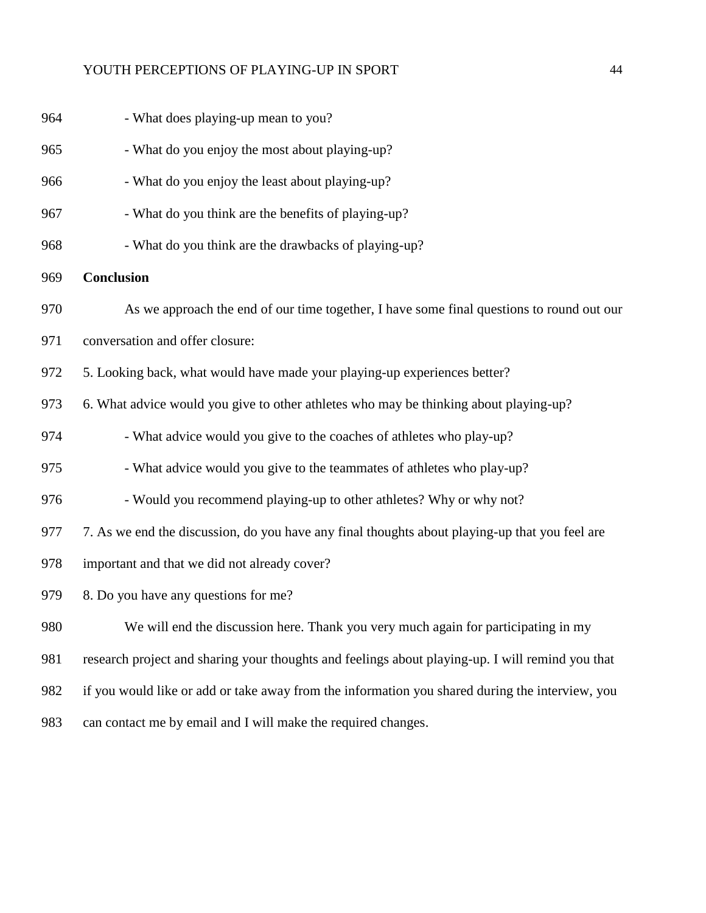- What does playing-up mean to you?
- What do you enjoy the most about playing-up?
- What do you enjoy the least about playing-up?
- What do you think are the benefits of playing-up?
- What do you think are the drawbacks of playing-up?

**Conclusion**

As we approach the end of our time together, I have some final questions to round out our conversation and offer closure:

5. Looking back, what would have made your playing-up experiences better?
6. What advice would you give to other athletes who may be thinking about playing-up?
    - What advice would you give to the coaches of athletes who play-up?
    - What advice would you give to the teammates of athletes who play-up?
    - Would you recommend playing-up to other athletes? Why or why not?
7. As we end the discussion, do you have any final thoughts about playing-up that you feel are important and that we did not already cover?
8. Do you have any questions for me?

We will end the discussion here. Thank you very much again for participating in my research project and sharing your thoughts and feelings about playing-up. I will remind you that if you would like or add or take away from the information you shared during the interview, you can contact me by email and I will make the required changes.